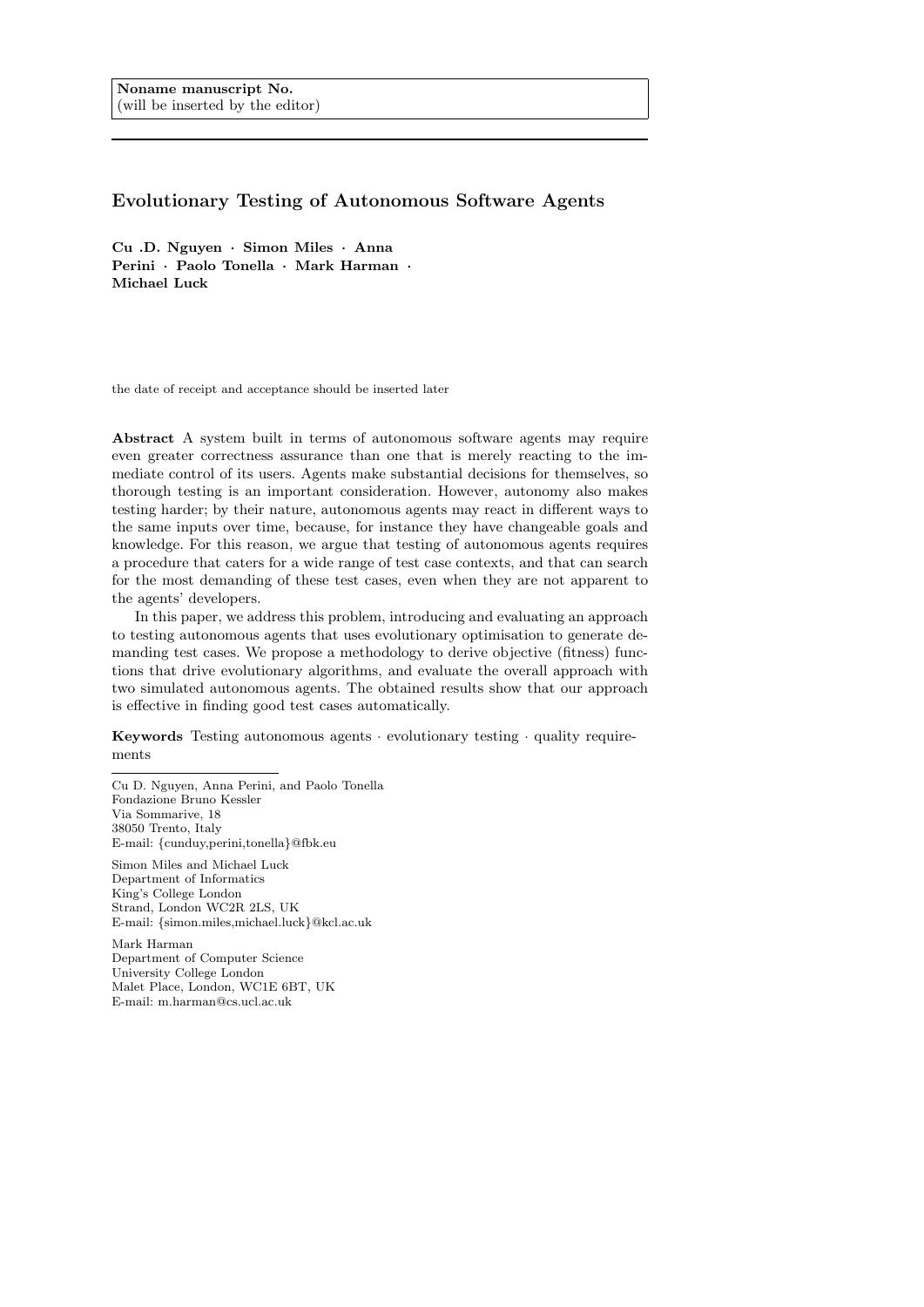Noname manuscript No.
(will be inserted by the editor)

# Evolutionary Testing of Autonomous Software Agents

**Cu .D. Nguyen · Simon Miles · Anna Perini · Paolo Tonella · Mark Harman · Michael Luck**

the date of receipt and acceptance should be inserted later

**Abstract** A system built in terms of autonomous software agents may require even greater correctness assurance than one that is merely reacting to the immediate control of its users. Agents make substantial decisions for themselves, so thorough testing is an important consideration. However, autonomy also makes testing harder; by their nature, autonomous agents may react in different ways to the same inputs over time, because, for instance they have changeable goals and knowledge. For this reason, we argue that testing of autonomous agents requires a procedure that caters for a wide range of test case contexts, and that can search for the most demanding of these test cases, even when they are not apparent to the agents' developers.

In this paper, we address this problem, introducing and evaluating an approach to testing autonomous agents that uses evolutionary optimisation to generate demanding test cases. We propose a methodology to derive objective (fitness) functions that drive evolutionary algorithms, and evaluate the overall approach with two simulated autonomous agents. The obtained results show that our approach is effective in finding good test cases automatically.

**Keywords** Testing autonomous agents · evolutionary testing · quality requirements

---

Cu D. Nguyen, Anna Perini, and Paolo Tonella
Fondazione Bruno Kessler
Via Sommarive, 18
38050 Trento, Italy
E-mail: {cunduy,perini,tonella}@fbk.eu

Simon Miles and Michael Luck
Department of Informatics
King's College London
Strand, London WC2R 2LS, UK
E-mail: {simon.miles,michael.luck}@kcl.ac.uk

Mark Harman
Department of Computer Science
University College London
Malet Place, London, WC1E 6BT, UK
E-mail: m.harman@cs.ucl.ac.uk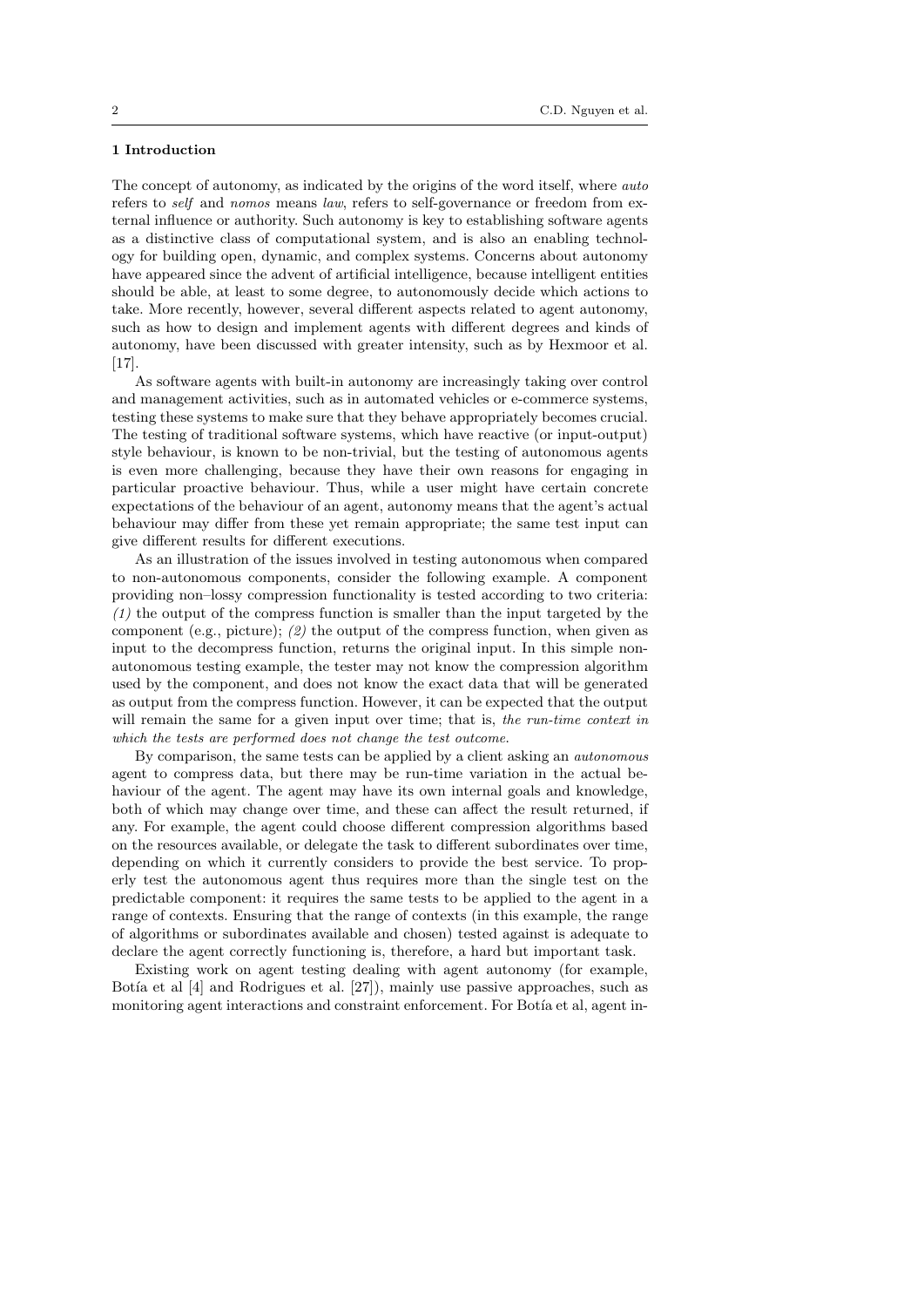## 1 Introduction

The concept of autonomy, as indicated by the origins of the word itself, where *auto* refers to *self* and *nomos* means *law*, refers to self-governance or freedom from external influence or authority. Such autonomy is key to establishing software agents as a distinctive class of computational system, and is also an enabling technology for building open, dynamic, and complex systems. Concerns about autonomy have appeared since the advent of artificial intelligence, because intelligent entities should be able, at least to some degree, to autonomously decide which actions to take. More recently, however, several different aspects related to agent autonomy, such as how to design and implement agents with different degrees and kinds of autonomy, have been discussed with greater intensity, such as by Hexmoor et al. [17].

As software agents with built-in autonomy are increasingly taking over control and management activities, such as in automated vehicles or e-commerce systems, testing these systems to make sure that they behave appropriately becomes crucial. The testing of traditional software systems, which have reactive (or input-output) style behaviour, is known to be non-trivial, but the testing of autonomous agents is even more challenging, because they have their own reasons for engaging in particular proactive behaviour. Thus, while a user might have certain concrete expectations of the behaviour of an agent, autonomy means that the agent's actual behaviour may differ from these yet remain appropriate; the same test input can give different results for different executions.

As an illustration of the issues involved in testing autonomous when compared to non-autonomous components, consider the following example. A component providing non–lossy compression functionality is tested according to two criteria: *(1)* the output of the compress function is smaller than the input targeted by the component (e.g., picture); *(2)* the output of the compress function, when given as input to the decompress function, returns the original input. In this simple non-autonomous testing example, the tester may not know the compression algorithm used by the component, and does not know the exact data that will be generated as output from the compress function. However, it can be expected that the output will remain the same for a given input over time; that is, *the run-time context in which the tests are performed does not change the test outcome*.

By comparison, the same tests can be applied by a client asking an *autonomous* agent to compress data, but there may be run-time variation in the actual behaviour of the agent. The agent may have its own internal goals and knowledge, both of which may change over time, and these can affect the result returned, if any. For example, the agent could choose different compression algorithms based on the resources available, or delegate the task to different subordinates over time, depending on which it currently considers to provide the best service. To properly test the autonomous agent thus requires more than the single test on the predictable component: it requires the same tests to be applied to the agent in a range of contexts. Ensuring that the range of contexts (in this example, the range of algorithms or subordinates available and chosen) tested against is adequate to declare the agent correctly functioning is, therefore, a hard but important task.

Existing work on agent testing dealing with agent autonomy (for example, Botía et al [4] and Rodrigues et al. [27]), mainly use passive approaches, such as monitoring agent interactions and constraint enforcement. For Botía et al, agent in-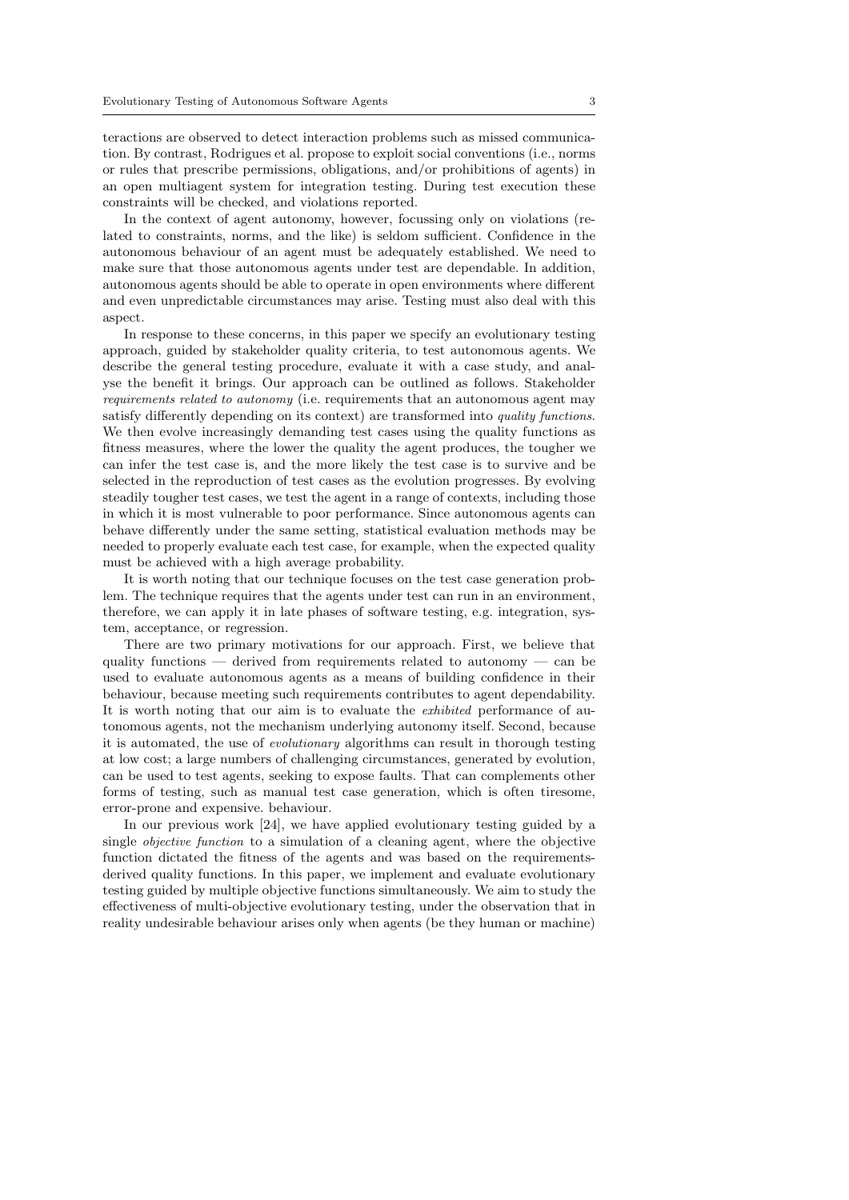teractions are observed to detect interaction problems such as missed communication. By contrast, Rodrigues et al. propose to exploit social conventions (i.e., norms or rules that prescribe permissions, obligations, and/or prohibitions of agents) in an open multiagent system for integration testing. During test execution these constraints will be checked, and violations reported.

In the context of agent autonomy, however, focussing only on violations (related to constraints, norms, and the like) is seldom sufficient. Confidence in the autonomous behaviour of an agent must be adequately established. We need to make sure that those autonomous agents under test are dependable. In addition, autonomous agents should be able to operate in open environments where different and even unpredictable circumstances may arise. Testing must also deal with this aspect.

In response to these concerns, in this paper we specify an evolutionary testing approach, guided by stakeholder quality criteria, to test autonomous agents. We describe the general testing procedure, evaluate it with a case study, and analyse the benefit it brings. Our approach can be outlined as follows. Stakeholder *requirements related to autonomy* (i.e. requirements that an autonomous agent may satisfy differently depending on its context) are transformed into *quality functions*. We then evolve increasingly demanding test cases using the quality functions as fitness measures, where the lower the quality the agent produces, the tougher we can infer the test case is, and the more likely the test case is to survive and be selected in the reproduction of test cases as the evolution progresses. By evolving steadily tougher test cases, we test the agent in a range of contexts, including those in which it is most vulnerable to poor performance. Since autonomous agents can behave differently under the same setting, statistical evaluation methods may be needed to properly evaluate each test case, for example, when the expected quality must be achieved with a high average probability.

It is worth noting that our technique focuses on the test case generation problem. The technique requires that the agents under test can run in an environment, therefore, we can apply it in late phases of software testing, e.g. integration, system, acceptance, or regression.

There are two primary motivations for our approach. First, we believe that quality functions — derived from requirements related to autonomy — can be used to evaluate autonomous agents as a means of building confidence in their behaviour, because meeting such requirements contributes to agent dependability. It is worth noting that our aim is to evaluate the *exhibited* performance of autonomous agents, not the mechanism underlying autonomy itself. Second, because it is automated, the use of *evolutionary* algorithms can result in thorough testing at low cost; a large numbers of challenging circumstances, generated by evolution, can be used to test agents, seeking to expose faults. That can complements other forms of testing, such as manual test case generation, which is often tiresome, error-prone and expensive. behaviour.

In our previous work [24], we have applied evolutionary testing guided by a single *objective function* to a simulation of a cleaning agent, where the objective function dictated the fitness of the agents and was based on the requirements-derived quality functions. In this paper, we implement and evaluate evolutionary testing guided by multiple objective functions simultaneously. We aim to study the effectiveness of multi-objective evolutionary testing, under the observation that in reality undesirable behaviour arises only when agents (be they human or machine)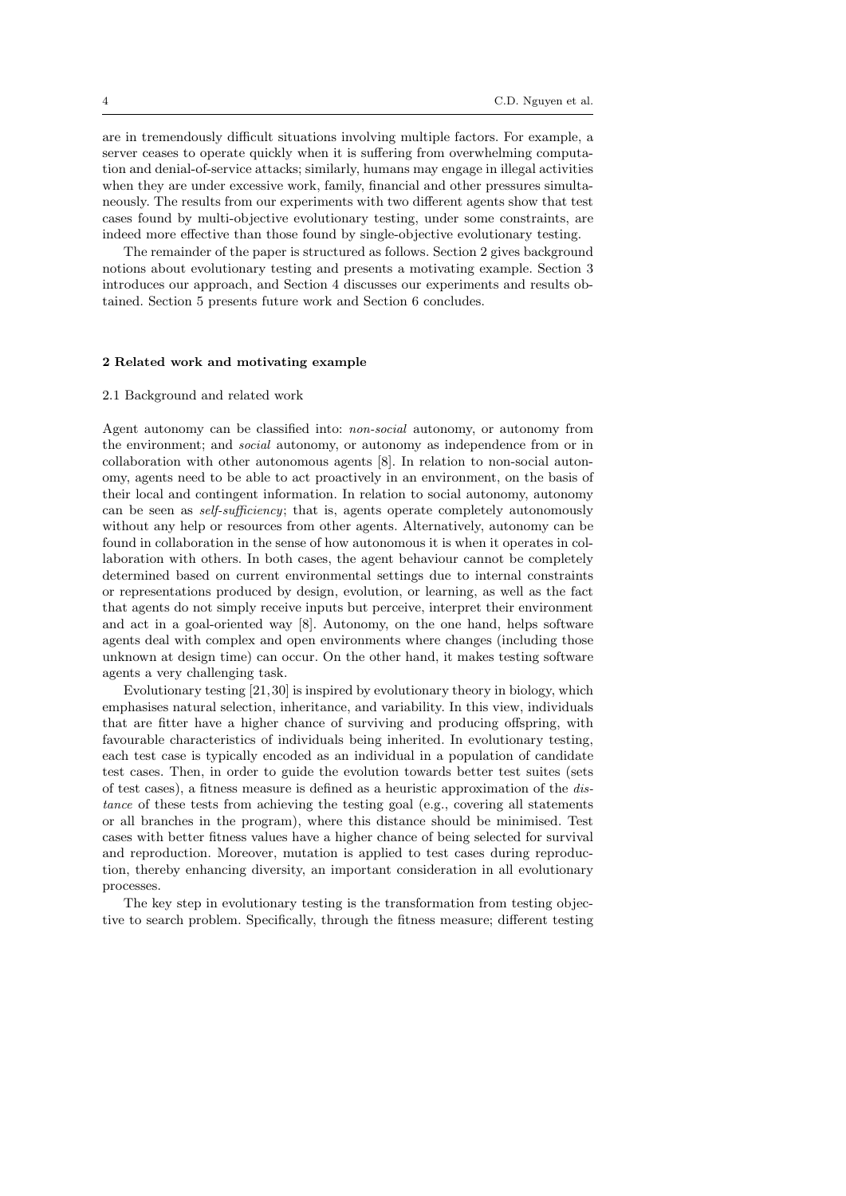are in tremendously difficult situations involving multiple factors. For example, a server ceases to operate quickly when it is suffering from overwhelming computation and denial-of-service attacks; similarly, humans may engage in illegal activities when they are under excessive work, family, financial and other pressures simultaneously. The results from our experiments with two different agents show that test cases found by multi-objective evolutionary testing, under some constraints, are indeed more effective than those found by single-objective evolutionary testing.

The remainder of the paper is structured as follows. Section 2 gives background notions about evolutionary testing and presents a motivating example. Section 3 introduces our approach, and Section 4 discusses our experiments and results obtained. Section 5 presents future work and Section 6 concludes.

## 2 Related work and motivating example

### 2.1 Background and related work

Agent autonomy can be classified into: *non-social* autonomy, or autonomy from the environment; and *social* autonomy, or autonomy as independence from or in collaboration with other autonomous agents [8]. In relation to non-social autonomy, agents need to be able to act proactively in an environment, on the basis of their local and contingent information. In relation to social autonomy, autonomy can be seen as *self-sufficiency*; that is, agents operate completely autonomously without any help or resources from other agents. Alternatively, autonomy can be found in collaboration in the sense of how autonomous it is when it operates in collaboration with others. In both cases, the agent behaviour cannot be completely determined based on current environmental settings due to internal constraints or representations produced by design, evolution, or learning, as well as the fact that agents do not simply receive inputs but perceive, interpret their environment and act in a goal-oriented way [8]. Autonomy, on the one hand, helps software agents deal with complex and open environments where changes (including those unknown at design time) can occur. On the other hand, it makes testing software agents a very challenging task.

Evolutionary testing [21,30] is inspired by evolutionary theory in biology, which emphasises natural selection, inheritance, and variability. In this view, individuals that are fitter have a higher chance of surviving and producing offspring, with favourable characteristics of individuals being inherited. In evolutionary testing, each test case is typically encoded as an individual in a population of candidate test cases. Then, in order to guide the evolution towards better test suites (sets of test cases), a fitness measure is defined as a heuristic approximation of the *distance* of these tests from achieving the testing goal (e.g., covering all statements or all branches in the program), where this distance should be minimised. Test cases with better fitness values have a higher chance of being selected for survival and reproduction. Moreover, mutation is applied to test cases during reproduction, thereby enhancing diversity, an important consideration in all evolutionary processes.

The key step in evolutionary testing is the transformation from testing objective to search problem. Specifically, through the fitness measure; different testing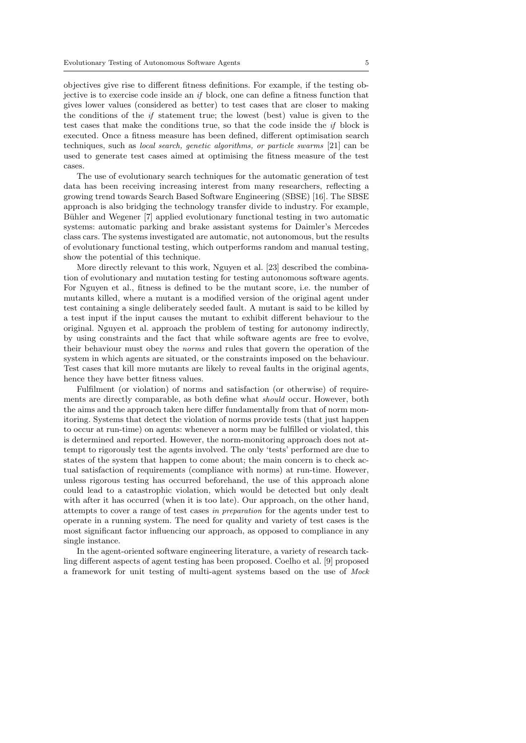objectives give rise to different fitness definitions. For example, if the testing objective is to exercise code inside an *if* block, one can define a fitness function that gives lower values (considered as better) to test cases that are closer to making the conditions of the *if* statement true; the lowest (best) value is given to the test cases that make the conditions true, so that the code inside the *if* block is executed. Once a fitness measure has been defined, different optimisation search techniques, such as *local search, genetic algorithms, or particle swarms* [21] can be used to generate test cases aimed at optimising the fitness measure of the test cases.

The use of evolutionary search techniques for the automatic generation of test data has been receiving increasing interest from many researchers, reflecting a growing trend towards Search Based Software Engineering (SBSE) [16]. The SBSE approach is also bridging the technology transfer divide to industry. For example, Bühler and Wegener [7] applied evolutionary functional testing in two automatic systems: automatic parking and brake assistant systems for Daimler's Mercedes class cars. The systems investigated are automatic, not autonomous, but the results of evolutionary functional testing, which outperforms random and manual testing, show the potential of this technique.

More directly relevant to this work, Nguyen et al. [23] described the combination of evolutionary and mutation testing for testing autonomous software agents. For Nguyen et al., fitness is defined to be the mutant score, i.e. the number of mutants killed, where a mutant is a modified version of the original agent under test containing a single deliberately seeded fault. A mutant is said to be killed by a test input if the input causes the mutant to exhibit different behaviour to the original. Nguyen et al. approach the problem of testing for autonomy indirectly, by using constraints and the fact that while software agents are free to evolve, their behaviour must obey the *norms* and rules that govern the operation of the system in which agents are situated, or the constraints imposed on the behaviour. Test cases that kill more mutants are likely to reveal faults in the original agents, hence they have better fitness values.

Fulfilment (or violation) of norms and satisfaction (or otherwise) of requirements are directly comparable, as both define what *should* occur. However, both the aims and the approach taken here differ fundamentally from that of norm monitoring. Systems that detect the violation of norms provide tests (that just happen to occur at run-time) on agents: whenever a norm may be fulfilled or violated, this is determined and reported. However, the norm-monitoring approach does not attempt to rigorously test the agents involved. The only 'tests' performed are due to states of the system that happen to come about; the main concern is to check actual satisfaction of requirements (compliance with norms) at run-time. However, unless rigorous testing has occurred beforehand, the use of this approach alone could lead to a catastrophic violation, which would be detected but only dealt with after it has occurred (when it is too late). Our approach, on the other hand, attempts to cover a range of test cases *in preparation* for the agents under test to operate in a running system. The need for quality and variety of test cases is the most significant factor influencing our approach, as opposed to compliance in any single instance.

In the agent-oriented software engineering literature, a variety of research tackling different aspects of agent testing has been proposed. Coelho et al. [9] proposed a framework for unit testing of multi-agent systems based on the use of *Mock*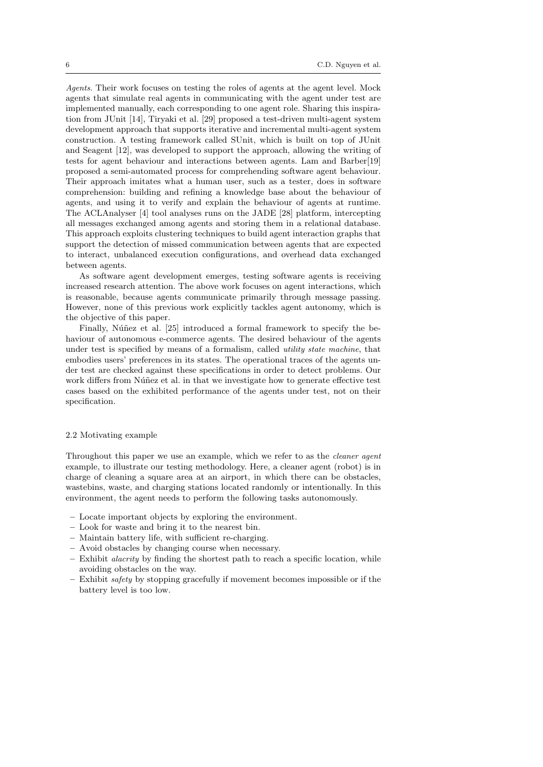*Agents*. Their work focuses on testing the roles of agents at the agent level. Mock agents that simulate real agents in communicating with the agent under test are implemented manually, each corresponding to one agent role. Sharing this inspiration from JUnit [14], Tiryaki et al. [29] proposed a test-driven multi-agent system development approach that supports iterative and incremental multi-agent system construction. A testing framework called SUnit, which is built on top of JUnit and Seagent [12], was developed to support the approach, allowing the writing of tests for agent behaviour and interactions between agents. Lam and Barber[19] proposed a semi-automated process for comprehending software agent behaviour. Their approach imitates what a human user, such as a tester, does in software comprehension: building and refining a knowledge base about the behaviour of agents, and using it to verify and explain the behaviour of agents at runtime. The ACLAnalyser [4] tool analyses runs on the JADE [28] platform, intercepting all messages exchanged among agents and storing them in a relational database. This approach exploits clustering techniques to build agent interaction graphs that support the detection of missed communication between agents that are expected to interact, unbalanced execution configurations, and overhead data exchanged between agents.

As software agent development emerges, testing software agents is receiving increased research attention. The above work focuses on agent interactions, which is reasonable, because agents communicate primarily through message passing. However, none of this previous work explicitly tackles agent autonomy, which is the objective of this paper.

Finally, Núñez et al. [25] introduced a formal framework to specify the behaviour of autonomous e-commerce agents. The desired behaviour of the agents under test is specified by means of a formalism, called *utility state machine*, that embodies users' preferences in its states. The operational traces of the agents under test are checked against these specifications in order to detect problems. Our work differs from Núñez et al. in that we investigate how to generate effective test cases based on the exhibited performance of the agents under test, not on their specification.

### 2.2 Motivating example

Throughout this paper we use an example, which we refer to as the *cleaner agent* example, to illustrate our testing methodology. Here, a cleaner agent (robot) is in charge of cleaning a square area at an airport, in which there can be obstacles, wastebins, waste, and charging stations located randomly or intentionally. In this environment, the agent needs to perform the following tasks autonomously.

- Locate important objects by exploring the environment.
- Look for waste and bring it to the nearest bin.
- Maintain battery life, with sufficient re-charging.
- Avoid obstacles by changing course when necessary.
- Exhibit *alacrity* by finding the shortest path to reach a specific location, while avoiding obstacles on the way.
- Exhibit *safety* by stopping gracefully if movement becomes impossible or if the battery level is too low.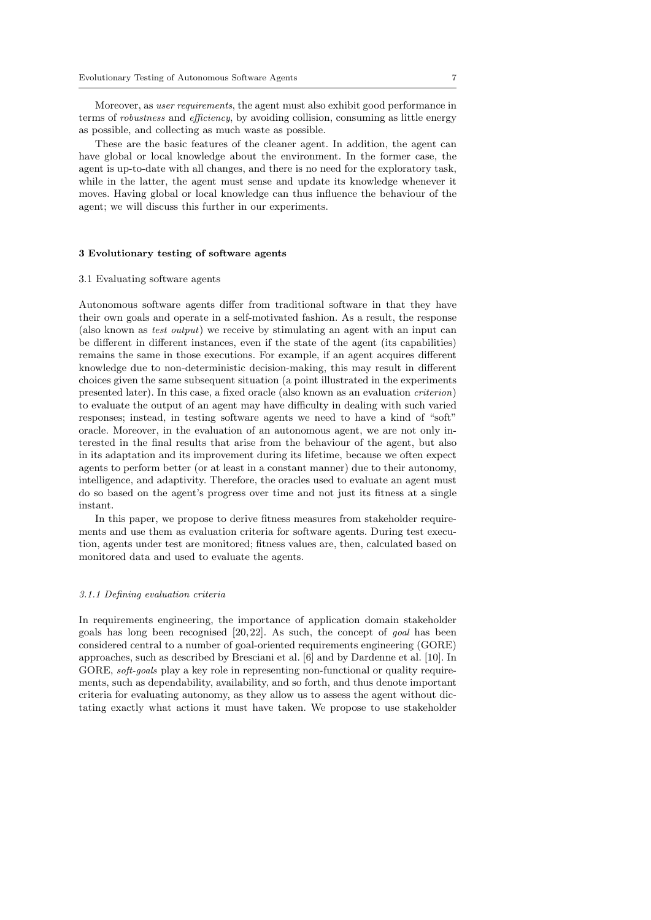Moreover, as *user requirements*, the agent must also exhibit good performance in terms of *robustness* and *efficiency*, by avoiding collision, consuming as little energy as possible, and collecting as much waste as possible.

These are the basic features of the cleaner agent. In addition, the agent can have global or local knowledge about the environment. In the former case, the agent is up-to-date with all changes, and there is no need for the exploratory task, while in the latter, the agent must sense and update its knowledge whenever it moves. Having global or local knowledge can thus influence the behaviour of the agent; we will discuss this further in our experiments.

## 3 Evolutionary testing of software agents

### 3.1 Evaluating software agents

Autonomous software agents differ from traditional software in that they have their own goals and operate in a self-motivated fashion. As a result, the response (also known as *test output*) we receive by stimulating an agent with an input can be different in different instances, even if the state of the agent (its capabilities) remains the same in those executions. For example, if an agent acquires different knowledge due to non-deterministic decision-making, this may result in different choices given the same subsequent situation (a point illustrated in the experiments presented later). In this case, a fixed oracle (also known as an evaluation *criterion*) to evaluate the output of an agent may have difficulty in dealing with such varied responses; instead, in testing software agents we need to have a kind of "soft" oracle. Moreover, in the evaluation of an autonomous agent, we are not only interested in the final results that arise from the behaviour of the agent, but also in its adaptation and its improvement during its lifetime, because we often expect agents to perform better (or at least in a constant manner) due to their autonomy, intelligence, and adaptivity. Therefore, the oracles used to evaluate an agent must do so based on the agent's progress over time and not just its fitness at a single instant.

In this paper, we propose to derive fitness measures from stakeholder requirements and use them as evaluation criteria for software agents. During test execution, agents under test are monitored; fitness values are, then, calculated based on monitored data and used to evaluate the agents.

#### *3.1.1 Defining evaluation criteria*

In requirements engineering, the importance of application domain stakeholder goals has long been recognised [20,22]. As such, the concept of *goal* has been considered central to a number of goal-oriented requirements engineering (GORE) approaches, such as described by Bresciani et al. [6] and by Dardenne et al. [10]. In GORE, *soft-goals* play a key role in representing non-functional or quality requirements, such as dependability, availability, and so forth, and thus denote important criteria for evaluating autonomy, as they allow us to assess the agent without dictating exactly what actions it must have taken. We propose to use stakeholder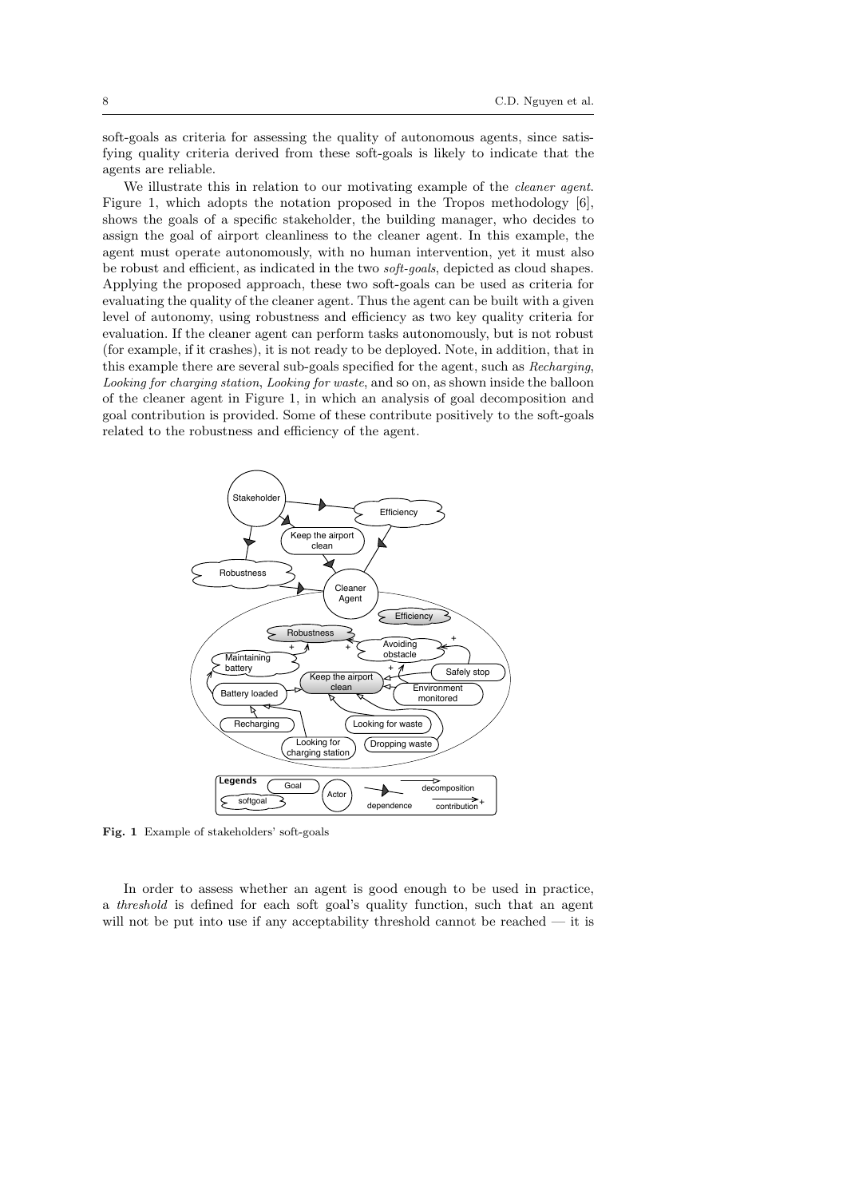soft-goals as criteria for assessing the quality of autonomous agents, since satisfying quality criteria derived from these soft-goals is likely to indicate that the agents are reliable.

We illustrate this in relation to our motivating example of the *cleaner agent*. Figure 1, which adopts the notation proposed in the Tropos methodology [6], shows the goals of a specific stakeholder, the building manager, who decides to assign the goal of airport cleanliness to the cleaner agent. In this example, the agent must operate autonomously, with no human intervention, yet it must also be robust and efficient, as indicated in the two *soft-goals*, depicted as cloud shapes. Applying the proposed approach, these two soft-goals can be used as criteria for evaluating the quality of the cleaner agent. Thus the agent can be built with a given level of autonomy, using robustness and efficiency as two key quality criteria for evaluation. If the cleaner agent can perform tasks autonomously, but is not robust (for example, if it crashes), it is not ready to be deployed. Note, in addition, that in this example there are several sub-goals specified for the agent, such as *Recharging*, *Looking for charging station*, *Looking for waste*, and so on, as shown inside the balloon of the cleaner agent in Figure 1, in which an analysis of goal decomposition and goal contribution is provided. Some of these contribute positively to the soft-goals related to the robustness and efficiency of the agent.

**Fig. 1** Example of stakeholders' soft-goals

In order to assess whether an agent is good enough to be used in practice, a *threshold* is defined for each soft goal's quality function, such that an agent will not be put into use if any acceptability threshold cannot be reached — it is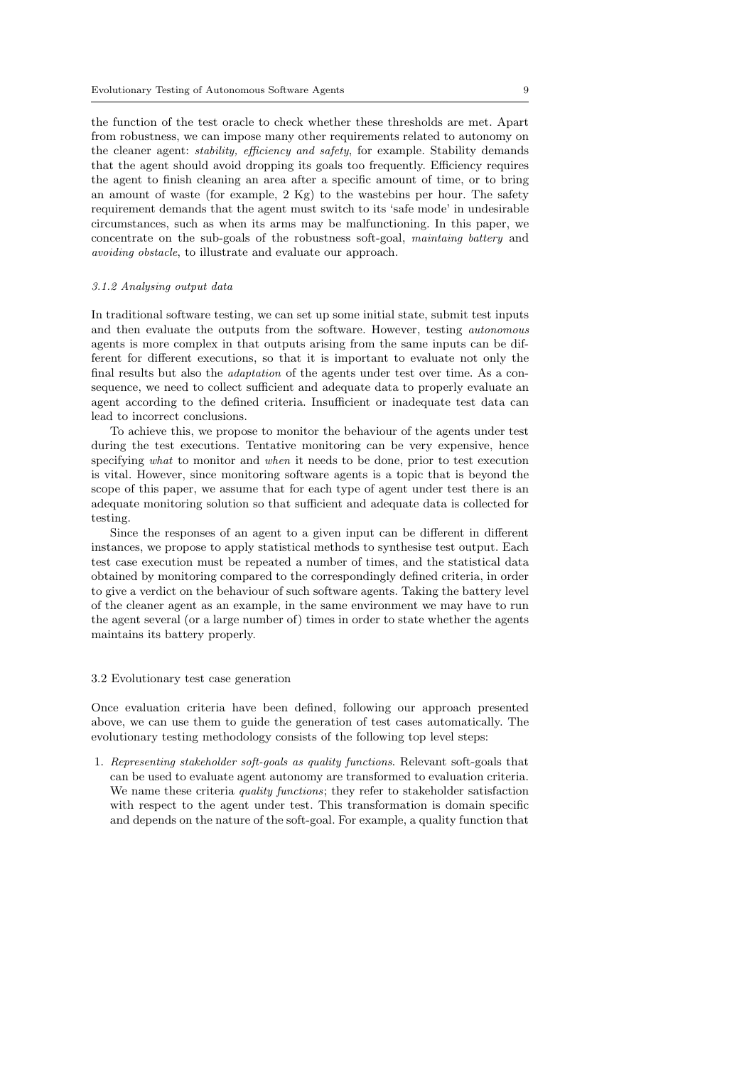the function of the test oracle to check whether these thresholds are met. Apart from robustness, we can impose many other requirements related to autonomy on the cleaner agent: *stability, efficiency and safety*, for example. Stability demands that the agent should avoid dropping its goals too frequently. Efficiency requires the agent to finish cleaning an area after a specific amount of time, or to bring an amount of waste (for example, 2 Kg) to the wastebins per hour. The safety requirement demands that the agent must switch to its 'safe mode' in undesirable circumstances, such as when its arms may be malfunctioning. In this paper, we concentrate on the sub-goals of the robustness soft-goal, *maintaing battery* and *avoiding obstacle*, to illustrate and evaluate our approach.

#### *3.1.2 Analysing output data*

In traditional software testing, we can set up some initial state, submit test inputs and then evaluate the outputs from the software. However, testing *autonomous* agents is more complex in that outputs arising from the same inputs can be different for different executions, so that it is important to evaluate not only the final results but also the *adaptation* of the agents under test over time. As a consequence, we need to collect sufficient and adequate data to properly evaluate an agent according to the defined criteria. Insufficient or inadequate test data can lead to incorrect conclusions.

To achieve this, we propose to monitor the behaviour of the agents under test during the test executions. Tentative monitoring can be very expensive, hence specifying *what* to monitor and *when* it needs to be done, prior to test execution is vital. However, since monitoring software agents is a topic that is beyond the scope of this paper, we assume that for each type of agent under test there is an adequate monitoring solution so that sufficient and adequate data is collected for testing.

Since the responses of an agent to a given input can be different in different instances, we propose to apply statistical methods to synthesise test output. Each test case execution must be repeated a number of times, and the statistical data obtained by monitoring compared to the correspondingly defined criteria, in order to give a verdict on the behaviour of such software agents. Taking the battery level of the cleaner agent as an example, in the same environment we may have to run the agent several (or a large number of) times in order to state whether the agents maintains its battery properly.

### 3.2 Evolutionary test case generation

Once evaluation criteria have been defined, following our approach presented above, we can use them to guide the generation of test cases automatically. The evolutionary testing methodology consists of the following top level steps:

1. *Representing stakeholder soft-goals as quality functions*. Relevant soft-goals that can be used to evaluate agent autonomy are transformed to evaluation criteria. We name these criteria *quality functions*; they refer to stakeholder satisfaction with respect to the agent under test. This transformation is domain specific and depends on the nature of the soft-goal. For example, a quality function that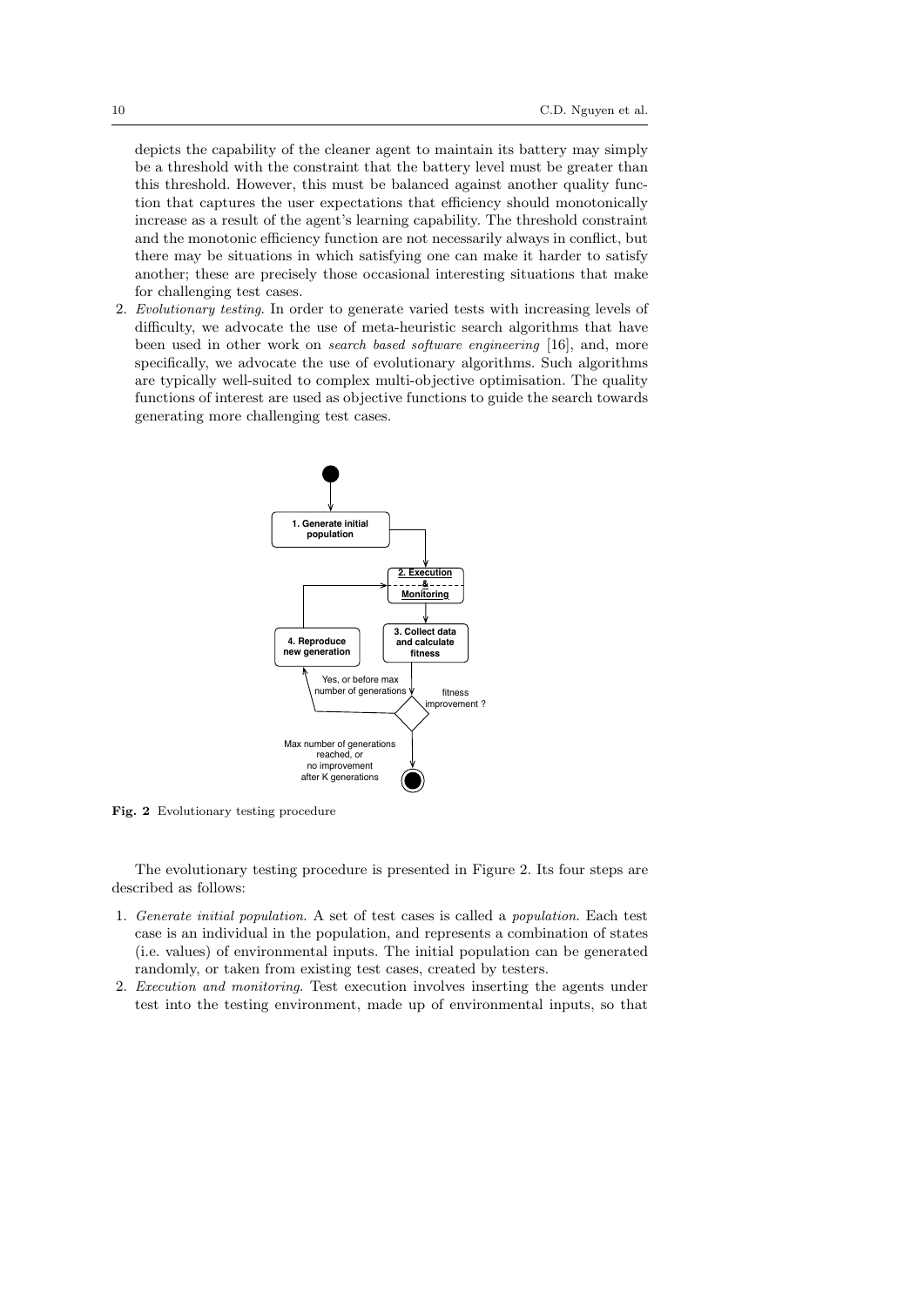depicts the capability of the cleaner agent to maintain its battery may simply be a threshold with the constraint that the battery level must be greater than this threshold. However, this must be balanced against another quality function that captures the user expectations that efficiency should monotonically increase as a result of the agent's learning capability. The threshold constraint and the monotonic efficiency function are not necessarily always in conflict, but there may be situations in which satisfying one can make it harder to satisfy another; these are precisely those occasional interesting situations that make for challenging test cases.

2. *Evolutionary testing*. In order to generate varied tests with increasing levels of difficulty, we advocate the use of meta-heuristic search algorithms that have been used in other work on *search based software engineering* [16], and, more specifically, we advocate the use of evolutionary algorithms. Such algorithms are typically well-suited to complex multi-objective optimisation. The quality functions of interest are used as objective functions to guide the search towards generating more challenging test cases.

**Fig. 2** Evolutionary testing procedure

The evolutionary testing procedure is presented in Figure 2. Its four steps are described as follows:

1. *Generate initial population*. A set of test cases is called a *population*. Each test case is an individual in the population, and represents a combination of states (i.e. values) of environmental inputs. The initial population can be generated randomly, or taken from existing test cases, created by testers.
2. *Execution and monitoring*. Test execution involves inserting the agents under test into the testing environment, made up of environmental inputs, so that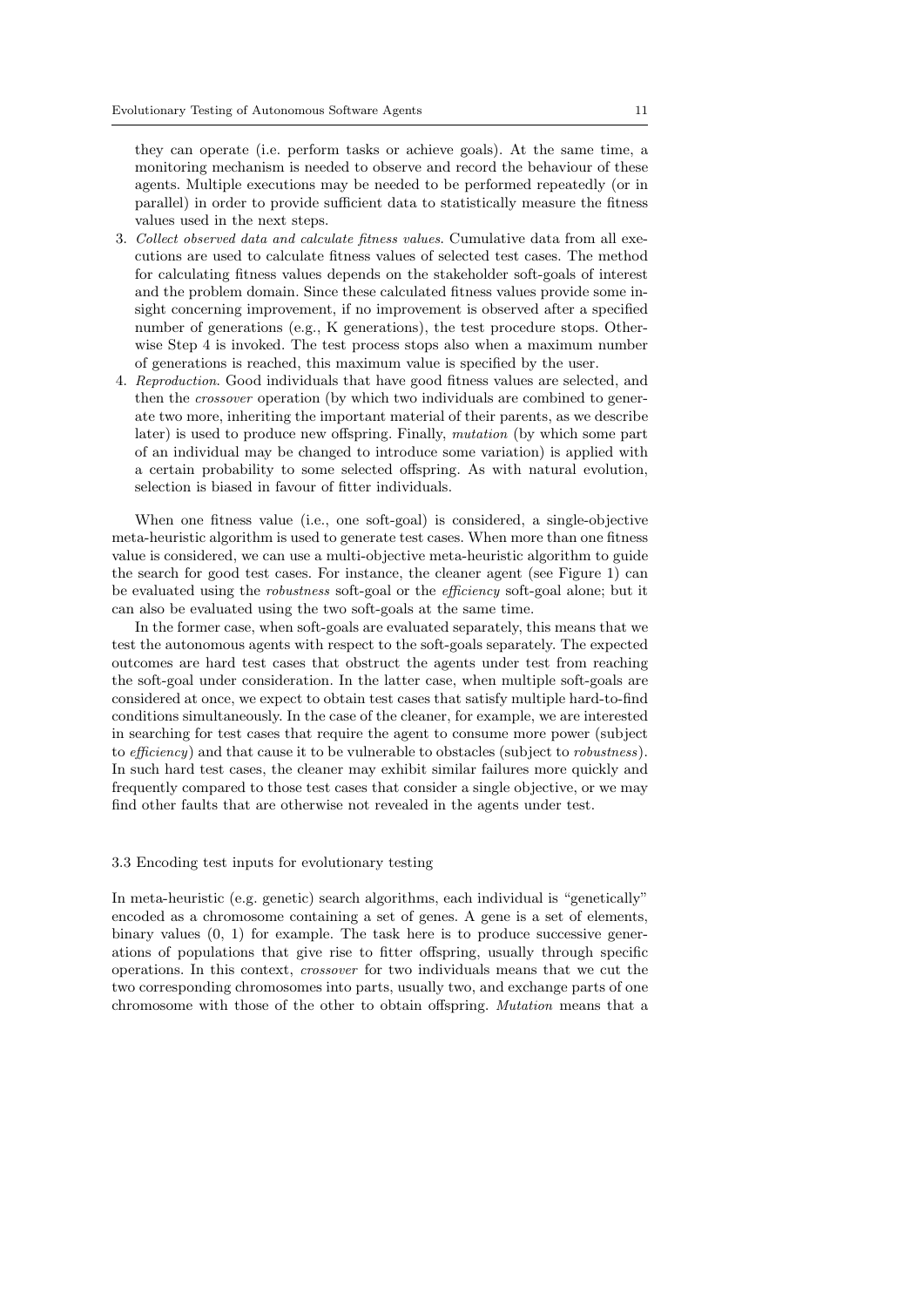they can operate (i.e. perform tasks or achieve goals). At the same time, a monitoring mechanism is needed to observe and record the behaviour of these agents. Multiple executions may be needed to be performed repeatedly (or in parallel) in order to provide sufficient data to statistically measure the fitness values used in the next steps.

3. *Collect observed data and calculate fitness values*. Cumulative data from all executions are used to calculate fitness values of selected test cases. The method for calculating fitness values depends on the stakeholder soft-goals of interest and the problem domain. Since these calculated fitness values provide some insight concerning improvement, if no improvement is observed after a specified number of generations (e.g., K generations), the test procedure stops. Otherwise Step 4 is invoked. The test process stops also when a maximum number of generations is reached, this maximum value is specified by the user.
4. *Reproduction*. Good individuals that have good fitness values are selected, and then the *crossover* operation (by which two individuals are combined to generate two more, inheriting the important material of their parents, as we describe later) is used to produce new offspring. Finally, *mutation* (by which some part of an individual may be changed to introduce some variation) is applied with a certain probability to some selected offspring. As with natural evolution, selection is biased in favour of fitter individuals.

When one fitness value (i.e., one soft-goal) is considered, a single-objective meta-heuristic algorithm is used to generate test cases. When more than one fitness value is considered, we can use a multi-objective meta-heuristic algorithm to guide the search for good test cases. For instance, the cleaner agent (see Figure 1) can be evaluated using the *robustness* soft-goal or the *efficiency* soft-goal alone; but it can also be evaluated using the two soft-goals at the same time.

In the former case, when soft-goals are evaluated separately, this means that we test the autonomous agents with respect to the soft-goals separately. The expected outcomes are hard test cases that obstruct the agents under test from reaching the soft-goal under consideration. In the latter case, when multiple soft-goals are considered at once, we expect to obtain test cases that satisfy multiple hard-to-find conditions simultaneously. In the case of the cleaner, for example, we are interested in searching for test cases that require the agent to consume more power (subject to *efficiency*) and that cause it to be vulnerable to obstacles (subject to *robustness*). In such hard test cases, the cleaner may exhibit similar failures more quickly and frequently compared to those test cases that consider a single objective, or we may find other faults that are otherwise not revealed in the agents under test.

### 3.3 Encoding test inputs for evolutionary testing

In meta-heuristic (e.g. genetic) search algorithms, each individual is "genetically" encoded as a chromosome containing a set of genes. A gene is a set of elements, binary values (0, 1) for example. The task here is to produce successive generations of populations that give rise to fitter offspring, usually through specific operations. In this context, *crossover* for two individuals means that we cut the two corresponding chromosomes into parts, usually two, and exchange parts of one chromosome with those of the other to obtain offspring. *Mutation* means that a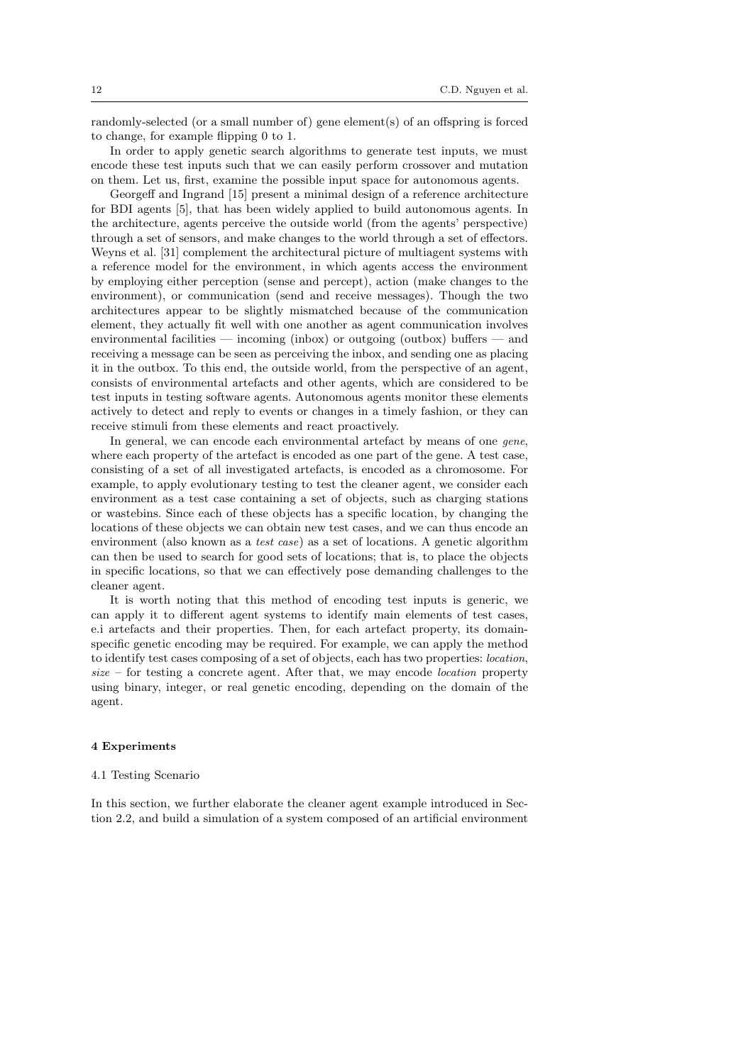randomly-selected (or a small number of) gene element(s) of an offspring is forced to change, for example flipping 0 to 1.

In order to apply genetic search algorithms to generate test inputs, we must encode these test inputs such that we can easily perform crossover and mutation on them. Let us, first, examine the possible input space for autonomous agents.

Georgeff and Ingrand [15] present a minimal design of a reference architecture for BDI agents [5], that has been widely applied to build autonomous agents. In the architecture, agents perceive the outside world (from the agents' perspective) through a set of sensors, and make changes to the world through a set of effectors. Weyns et al. [31] complement the architectural picture of multiagent systems with a reference model for the environment, in which agents access the environment by employing either perception (sense and percept), action (make changes to the environment), or communication (send and receive messages). Though the two architectures appear to be slightly mismatched because of the communication element, they actually fit well with one another as agent communication involves environmental facilities — incoming (inbox) or outgoing (outbox) buffers — and receiving a message can be seen as perceiving the inbox, and sending one as placing it in the outbox. To this end, the outside world, from the perspective of an agent, consists of environmental artefacts and other agents, which are considered to be test inputs in testing software agents. Autonomous agents monitor these elements actively to detect and reply to events or changes in a timely fashion, or they can receive stimuli from these elements and react proactively.

In general, we can encode each environmental artefact by means of one *gene*, where each property of the artefact is encoded as one part of the gene. A test case, consisting of a set of all investigated artefacts, is encoded as a chromosome. For example, to apply evolutionary testing to test the cleaner agent, we consider each environment as a test case containing a set of objects, such as charging stations or wastebins. Since each of these objects has a specific location, by changing the locations of these objects we can obtain new test cases, and we can thus encode an environment (also known as a *test case*) as a set of locations. A genetic algorithm can then be used to search for good sets of locations; that is, to place the objects in specific locations, so that we can effectively pose demanding challenges to the cleaner agent.

It is worth noting that this method of encoding test inputs is generic, we can apply it to different agent systems to identify main elements of test cases, e.i artefacts and their properties. Then, for each artefact property, its domain-specific genetic encoding may be required. For example, we can apply the method to identify test cases composing of a set of objects, each has two properties: *location*, *size* – for testing a concrete agent. After that, we may encode *location* property using binary, integer, or real genetic encoding, depending on the domain of the agent.

## 4 Experiments

### 4.1 Testing Scenario

In this section, we further elaborate the cleaner agent example introduced in Section 2.2, and build a simulation of a system composed of an artificial environment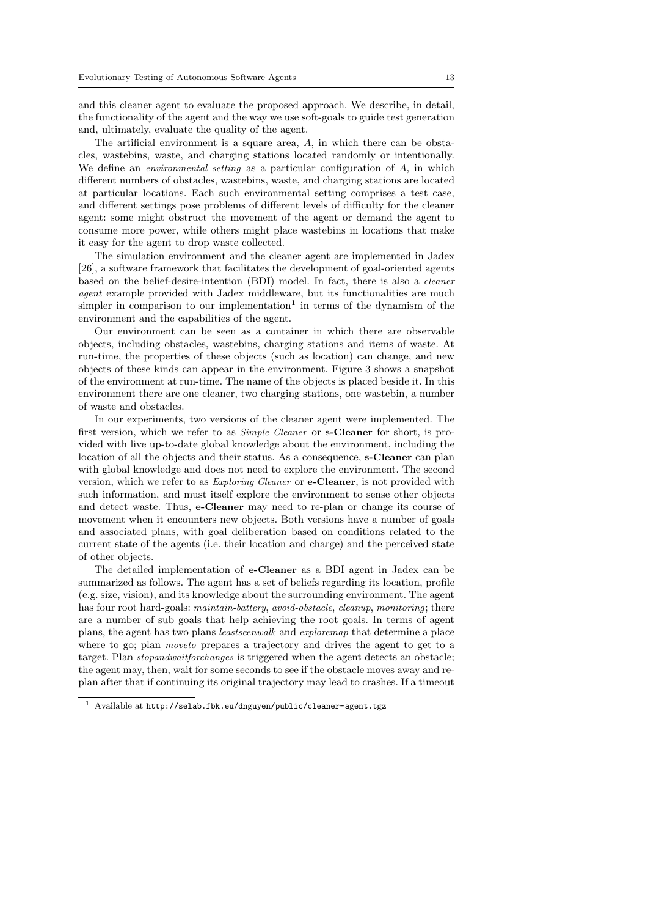and this cleaner agent to evaluate the proposed approach. We describe, in detail, the functionality of the agent and the way we use soft-goals to guide test generation and, ultimately, evaluate the quality of the agent.

The artificial environment is a square area, $A$, in which there can be obstacles, wastebins, waste, and charging stations located randomly or intentionally. We define an *environmental setting* as a particular configuration of $A$, in which different numbers of obstacles, wastebins, waste, and charging stations are located at particular locations. Each such environmental setting comprises a test case, and different settings pose problems of different levels of difficulty for the cleaner agent: some might obstruct the movement of the agent or demand the agent to consume more power, while others might place wastebins in locations that make it easy for the agent to drop waste collected.

The simulation environment and the cleaner agent are implemented in Jadex [26], a software framework that facilitates the development of goal-oriented agents based on the belief-desire-intention (BDI) model. In fact, there is also a *cleaner agent* example provided with Jadex middleware, but its functionalities are much simpler in comparison to our implementation[1] in terms of the dynamism of the environment and the capabilities of the agent.

Our environment can be seen as a container in which there are observable objects, including obstacles, wastebins, charging stations and items of waste. At run-time, the properties of these objects (such as location) can change, and new objects of these kinds can appear in the environment. Figure 3 shows a snapshot of the environment at run-time. The name of the objects is placed beside it. In this environment there are one cleaner, two charging stations, one wastebin, a number of waste and obstacles.

In our experiments, two versions of the cleaner agent were implemented. The first version, which we refer to as *Simple Cleaner* or **s-Cleaner** for short, is provided with live up-to-date global knowledge about the environment, including the location of all the objects and their status. As a consequence, **s-Cleaner** can plan with global knowledge and does not need to explore the environment. The second version, which we refer to as *Exploring Cleaner* or **e-Cleaner**, is not provided with such information, and must itself explore the environment to sense other objects and detect waste. Thus, **e-Cleaner** may need to re-plan or change its course of movement when it encounters new objects. Both versions have a number of goals and associated plans, with goal deliberation based on conditions related to the current state of the agents (i.e. their location and charge) and the perceived state of other objects.

The detailed implementation of **e-Cleaner** as a BDI agent in Jadex can be summarized as follows. The agent has a set of beliefs regarding its location, profile (e.g. size, vision), and its knowledge about the surrounding environment. The agent has four root hard-goals: *maintain-battery*, *avoid-obstacle*, *cleanup*, *monitoring*; there are a number of sub goals that help achieving the root goals. In terms of agent plans, the agent has two plans *leastseenwalk* and *exploremap* that determine a place where to go; plan *moveto* prepares a trajectory and drives the agent to get to a target. Plan *stopandwaitforchanges* is triggered when the agent detects an obstacle; the agent may, then, wait for some seconds to see if the obstacle moves away and re-plan after that if continuing its original trajectory may lead to crashes. If a timeout

[1] Available at http://selab.fbk.eu/dnguyen/public/cleaner-agent.tgz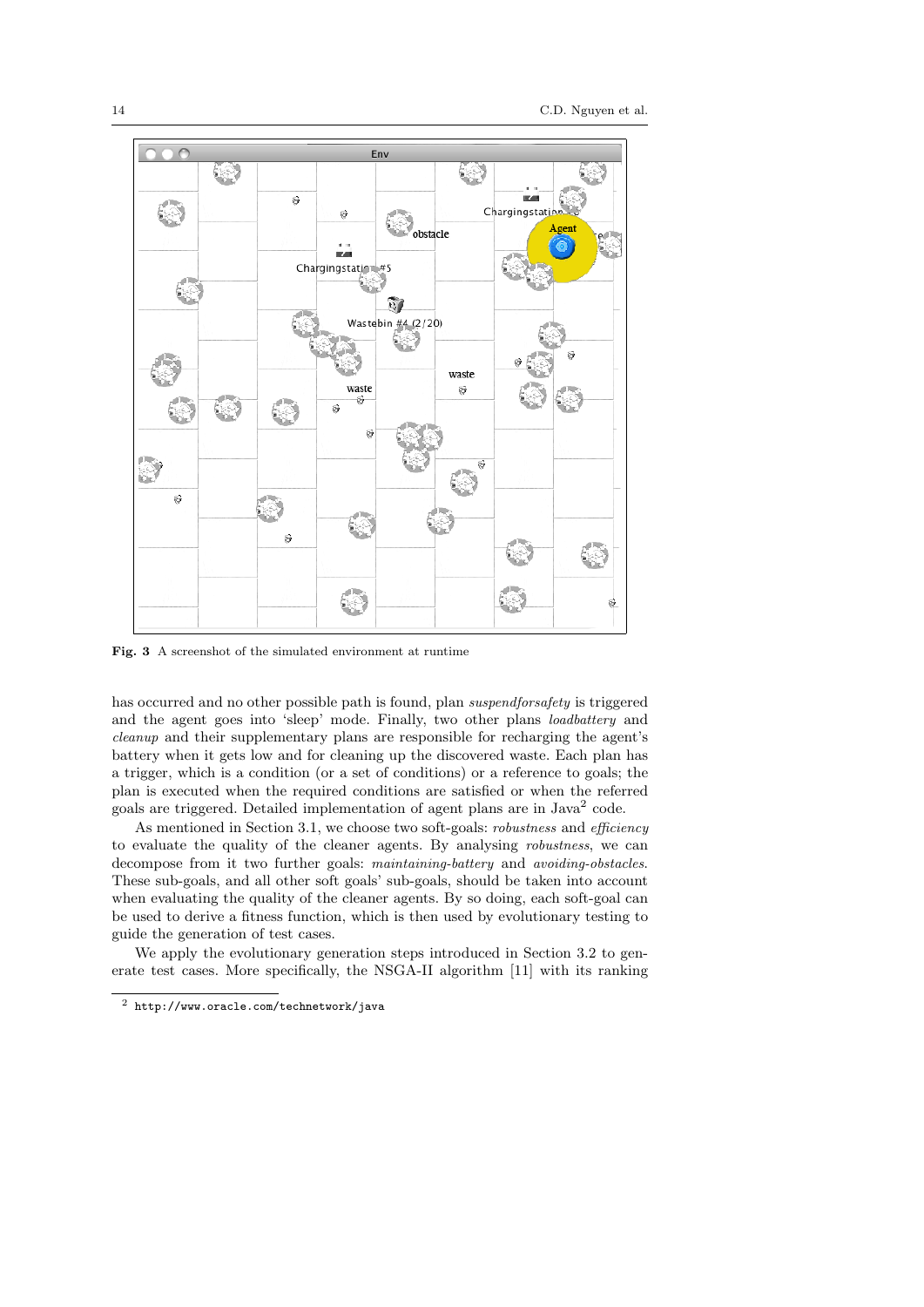Fig. 3 A screenshot of the simulated environment at runtime

has occurred and no other possible path is found, plan *suspendforsafety* is triggered and the agent goes into 'sleep' mode. Finally, two other plans *loadbattery* and *cleanup* and their supplementary plans are responsible for recharging the agent's battery when it gets low and for cleaning up the discovered waste. Each plan has a trigger, which is a condition (or a set of conditions) or a reference to goals; the plan is executed when the required conditions are satisfied or when the referred goals are triggered. Detailed implementation of agent plans are in Java[2] code.

As mentioned in Section 3.1, we choose two soft-goals: *robustness* and *efficiency* to evaluate the quality of the cleaner agents. By analysing *robustness*, we can decompose from it two further goals: *maintaining-battery* and *avoiding-obstacles*. These sub-goals, and all other soft goals' sub-goals, should be taken into account when evaluating the quality of the cleaner agents. By so doing, each soft-goal can be used to derive a fitness function, which is then used by evolutionary testing to guide the generation of test cases.

We apply the evolutionary generation steps introduced in Section 3.2 to generate test cases. More specifically, the NSGA-II algorithm [11] with its ranking

[2] http://www.oracle.com/technetwork/java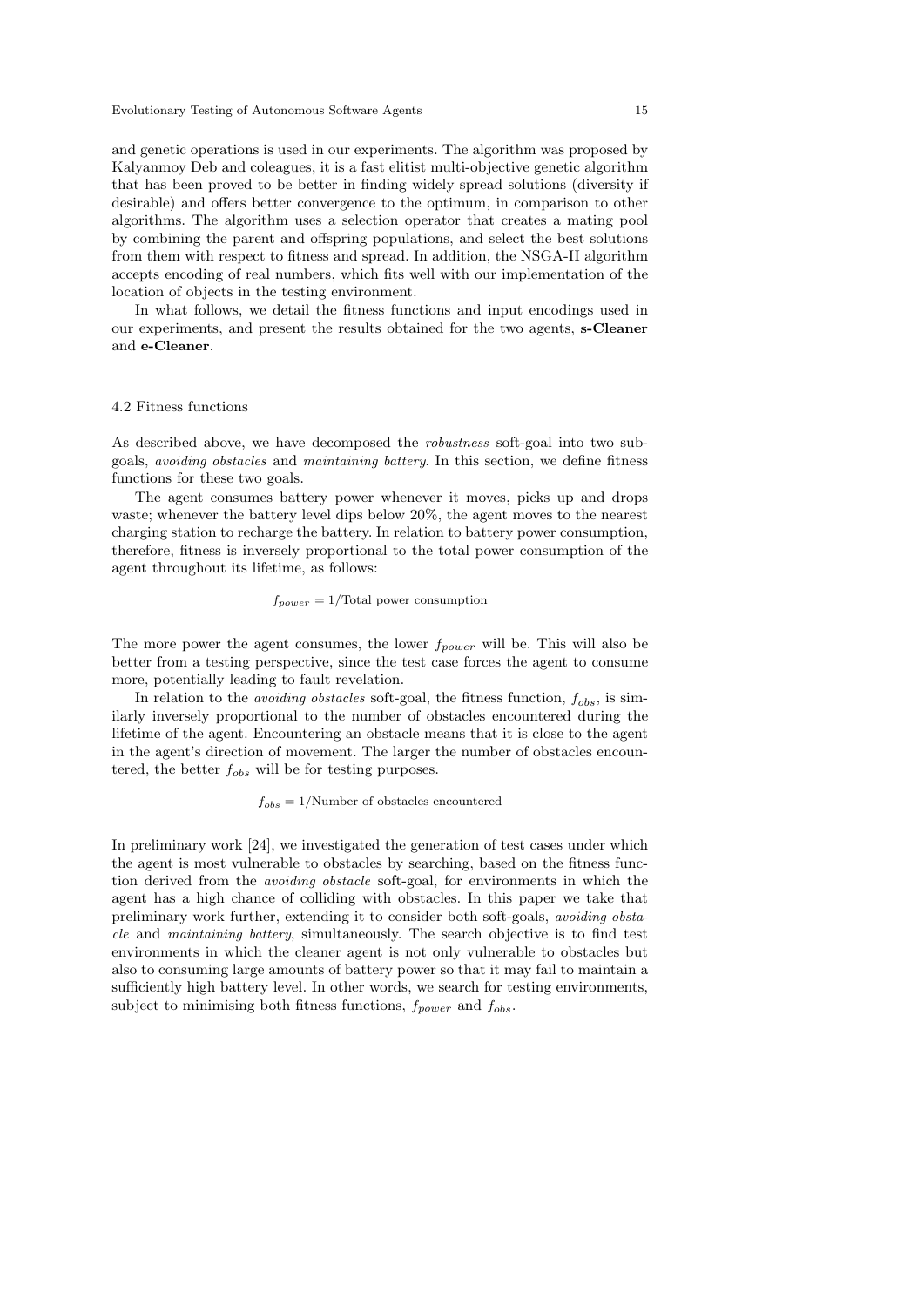and genetic operations is used in our experiments. The algorithm was proposed by Kalyanmoy Deb and coleagues, it is a fast elitist multi-objective genetic algorithm that has been proved to be better in finding widely spread solutions (diversity if desirable) and offers better convergence to the optimum, in comparison to other algorithms. The algorithm uses a selection operator that creates a mating pool by combining the parent and offspring populations, and select the best solutions from them with respect to fitness and spread. In addition, the NSGA-II algorithm accepts encoding of real numbers, which fits well with our implementation of the location of objects in the testing environment.

In what follows, we detail the fitness functions and input encodings used in our experiments, and present the results obtained for the two agents, **s-Cleaner** and **e-Cleaner**.

### 4.2 Fitness functions

As described above, we have decomposed the *robustness* soft-goal into two subgoals, *avoiding obstacles* and *maintaining battery*. In this section, we define fitness functions for these two goals.

The agent consumes battery power whenever it moves, picks up and drops waste; whenever the battery level dips below 20%, the agent moves to the nearest charging station to recharge the battery. In relation to battery power consumption, therefore, fitness is inversely proportional to the total power consumption of the agent throughout its lifetime, as follows:

$$f_{power} = 1/\text{Total power consumption}$$

The more power the agent consumes, the lower $f_{power}$ will be. This will also be better from a testing perspective, since the test case forces the agent to consume more, potentially leading to fault revelation.

In relation to the *avoiding obstacles* soft-goal, the fitness function, $f_{obs}$, is similarly inversely proportional to the number of obstacles encountered during the lifetime of the agent. Encountering an obstacle means that it is close to the agent in the agent's direction of movement. The larger the number of obstacles encountered, the better $f_{obs}$ will be for testing purposes.

$$f_{obs} = 1/\text{Number of obstacles encountered}$$

In preliminary work [24], we investigated the generation of test cases under which the agent is most vulnerable to obstacles by searching, based on the fitness function derived from the *avoiding obstacle* soft-goal, for environments in which the agent has a high chance of colliding with obstacles. In this paper we take that preliminary work further, extending it to consider both soft-goals, *avoiding obstacle* and *maintaining battery*, simultaneously. The search objective is to find test environments in which the cleaner agent is not only vulnerable to obstacles but also to consuming large amounts of battery power so that it may fail to maintain a sufficiently high battery level. In other words, we search for testing environments, subject to minimising both fitness functions, $f_{power}$ and $f_{obs}$.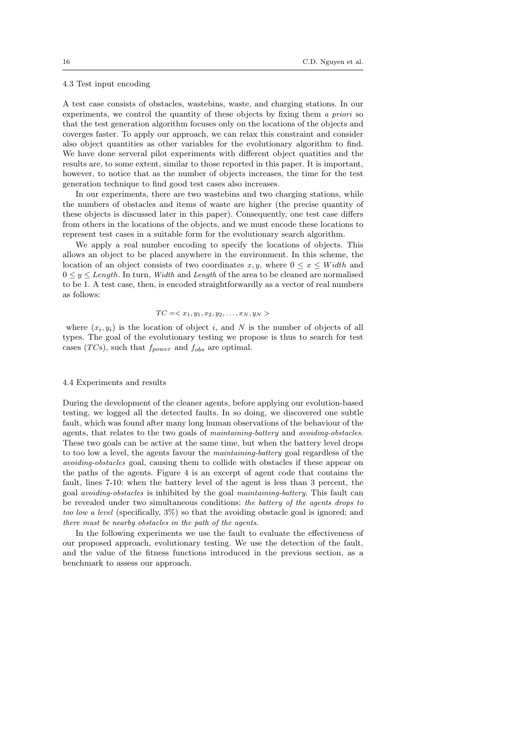### 4.3 Test input encoding

A test case consists of obstacles, wastebins, waste, and charging stations. In our experiments, we control the quantity of these objects by fixing them *a priori* so that the test generation algorithm focuses only on the locations of the objects and coverges faster. To apply our approach, we can relax this constraint and consider also object quantities as other variables for the evolutionary algorithm to find. We have done serveral pilot experiments with different object quatities and the results are, to some extent, similar to those reported in this paper. It is important, however, to notice that as the number of objects increases, the time for the test generation technique to find good test cases also increases.

In our experiments, there are two wastebins and two charging stations, while the numbers of obstacles and items of waste are higher (the precise quantity of these objects is discussed later in this paper). Consequently, one test case differs from others in the locations of the objects, and we must encode these locations to represent test cases in a suitable form for the evolutionary search algorithm.

We apply a real number encoding to specify the locations of objects. This allows an object to be placed anywhere in the environment. In this scheme, the location of an object consists of two coordinates $x, y$, where $0 \leq x \leq Width$ and $0 \leq y \leq Length$. In turn, *Width* and *Length* of the area to be cleaned are normalised to be 1. A test case, then, is encoded straightforwardly as a vector of real numbers as follows:

$$TC = < x_1, y_1, x_2, y_2, \ldots, x_N, y_N >$$

where $(x_i, y_i)$ is the location of object $i$, and $N$ is the number of objects of all types. The goal of the evolutionary testing we propose is thus to search for test cases ($TC$s), such that $f_{power}$ and $f_{obs}$ are optimal.

### 4.4 Experiments and results

During the development of the cleaner agents, before applying our evolution-based testing, we logged all the detected faults. In so doing, we discovered one subtle fault, which was found after many long human observations of the behaviour of the agents, that relates to the two goals of *maintaining-battery* and *avoiding-obstacles*. These two goals can be active at the same time, but when the battery level drops to too low a level, the agents favour the *maintaining-battery* goal regardless of the *avoiding-obstacles* goal, causing them to collide with obstacles if these appear on the paths of the agents. Figure 4 is an excerpt of agent code that contains the fault, lines 7-10: when the battery level of the agent is less than 3 percent, the goal *avoiding-obstacles* is inhibited by the goal *maintaining-battery*. This fault can be revealed under two simultaneous conditions: *the battery of the agents drops to too low a level* (specifically, 3%) so that the avoiding obstacle goal is ignored; and *there must be nearby obstacles in the path of the agents*.

In the following experiments we use the fault to evaluate the effectiveness of our proposed approach, evolutionary testing. We use the detection of the fault, and the value of the fitness functions introduced in the previous section, as a benchmark to assess our approach.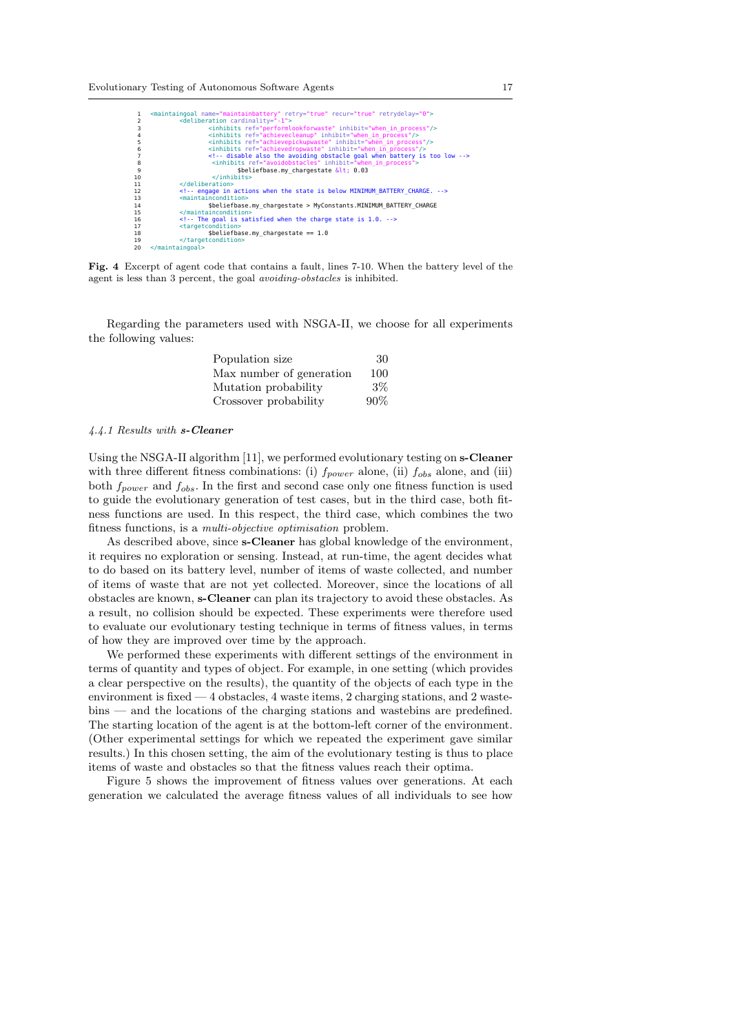```
1  <maintaingoal name="maintainbattery" retry="true" recur="true" retrydelay="0">
2          <deliberation cardinality="-1">
3                  <inhibits ref="performlookforwaste" inhibit="when_in_process"/>
4                  <inhibits ref="achievecleanup" inhibit="when_in_process"/>
5                  <inhibits ref="achievepickupwaste" inhibit="when_in_process"/>
6                  <inhibits ref="achievedropwaste" inhibit="when_in_process"/>
7                  <!-- disable also the avoiding obstacle goal when battery is too low -->
8                   <inhibits ref="avoidobstacles" inhibit="when_in_process">
9                          $beliefbase.my_chargestate &lt; 0.03
10                  </inhibits>
11         </deliberation>
12         <!-- engage in actions when the state is below MINIMUM_BATTERY_CHARGE. -->
13         <maintaincondition>
14                 $beliefbase.my_chargestate > MyConstants.MINIMUM_BATTERY_CHARGE
15         </maintaincondition>
16         <!-- The goal is satisfied when the charge state is 1.0. -->
17         <targetcondition>
18                 $beliefbase.my_chargestate == 1.0
19         </targetcondition>
20 </maintaingoal>
```

**Fig. 4** Excerpt of agent code that contains a fault, lines 7-10. When the battery level of the agent is less than 3 percent, the goal *avoiding-obstacles* is inhibited.

Regarding the parameters used with NSGA-II, we choose for all experiments the following values:

| | |
|---|---|
| Population size | 30 |
| Max number of generation | 100 |
| Mutation probability | 3% |
| Crossover probability | 90% |

#### 4.4.1 Results with **s-Cleaner**

Using the NSGA-II algorithm [11], we performed evolutionary testing on **s-Cleaner** with three different fitness combinations: (i) $f_{power}$ alone, (ii) $f_{obs}$ alone, and (iii) both $f_{power}$ and $f_{obs}$. In the first and second case only one fitness function is used to guide the evolutionary generation of test cases, but in the third case, both fitness functions are used. In this respect, the third case, which combines the two fitness functions, is a *multi-objective optimisation* problem.

As described above, since **s-Cleaner** has global knowledge of the environment, it requires no exploration or sensing. Instead, at run-time, the agent decides what to do based on its battery level, number of items of waste collected, and number of items of waste that are not yet collected. Moreover, since the locations of all obstacles are known, **s-Cleaner** can plan its trajectory to avoid these obstacles. As a result, no collision should be expected. These experiments were therefore used to evaluate our evolutionary testing technique in terms of fitness values, in terms of how they are improved over time by the approach.

We performed these experiments with different settings of the environment in terms of quantity and types of object. For example, in one setting (which provides a clear perspective on the results), the quantity of the objects of each type in the environment is fixed — 4 obstacles, 4 waste items, 2 charging stations, and 2 wastebins — and the locations of the charging stations and wastebins are predefined. The starting location of the agent is at the bottom-left corner of the environment. (Other experimental settings for which we repeated the experiment gave similar results.) In this chosen setting, the aim of the evolutionary testing is thus to place items of waste and obstacles so that the fitness values reach their optima.

Figure 5 shows the improvement of fitness values over generations. At each generation we calculated the average fitness values of all individuals to see how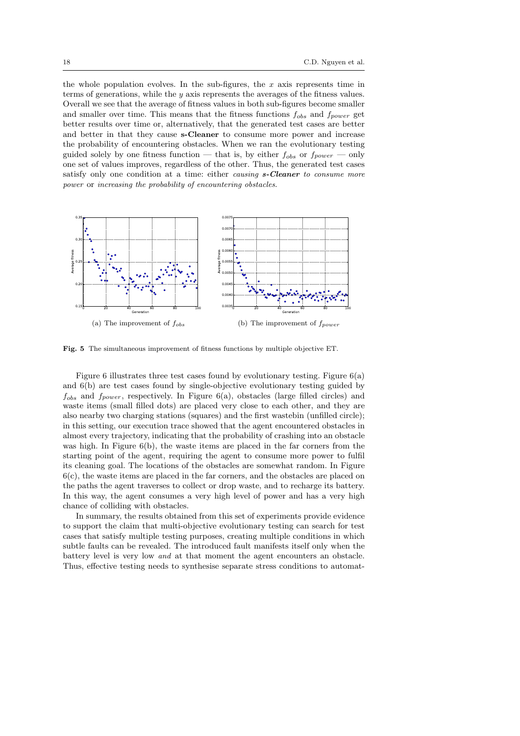the whole population evolves. In the sub-figures, the $x$ axis represents time in terms of generations, while the $y$ axis represents the averages of the fitness values. Overall we see that the average of fitness values in both sub-figures become smaller and smaller over time. This means that the fitness functions $f_{obs}$ and $f_{power}$ get better results over time or, alternatively, that the generated test cases are better and better in that they cause **s-Cleaner** to consume more power and increase the probability of encountering obstacles. When we ran the evolutionary testing guided solely by one fitness function — that is, by either $f_{obs}$ or $f_{power}$ — only one set of values improves, regardless of the other. Thus, the generated test cases satisfy only one condition at a time: either *causing **s-Cleaner** to consume more power* or *increasing the probability of encountering obstacles*.

(a) The improvement of $f_{obs}$

(b) The improvement of $f_{power}$

**Fig. 5** The simultaneous improvement of fitness functions by multiple objective ET.

Figure 6 illustrates three test cases found by evolutionary testing. Figure 6(a) and 6(b) are test cases found by single-objective evolutionary testing guided by $f_{obs}$ and $f_{power}$, respectively. In Figure 6(a), obstacles (large filled circles) and waste items (small filled dots) are placed very close to each other, and they are also nearby two charging stations (squares) and the first wastebin (unfilled circle); in this setting, our execution trace showed that the agent encountered obstacles in almost every trajectory, indicating that the probability of crashing into an obstacle was high. In Figure 6(b), the waste items are placed in the far corners from the starting point of the agent, requiring the agent to consume more power to fulfil its cleaning goal. The locations of the obstacles are somewhat random. In Figure 6(c), the waste items are placed in the far corners, and the obstacles are placed on the paths the agent traverses to collect or drop waste, and to recharge its battery. In this way, the agent consumes a very high level of power and has a very high chance of colliding with obstacles.

In summary, the results obtained from this set of experiments provide evidence to support the claim that multi-objective evolutionary testing can search for test cases that satisfy multiple testing purposes, creating multiple conditions in which subtle faults can be revealed. The introduced fault manifests itself only when the battery level is very low *and* at that moment the agent encounters an obstacle. Thus, effective testing needs to synthesise separate stress conditions to automat-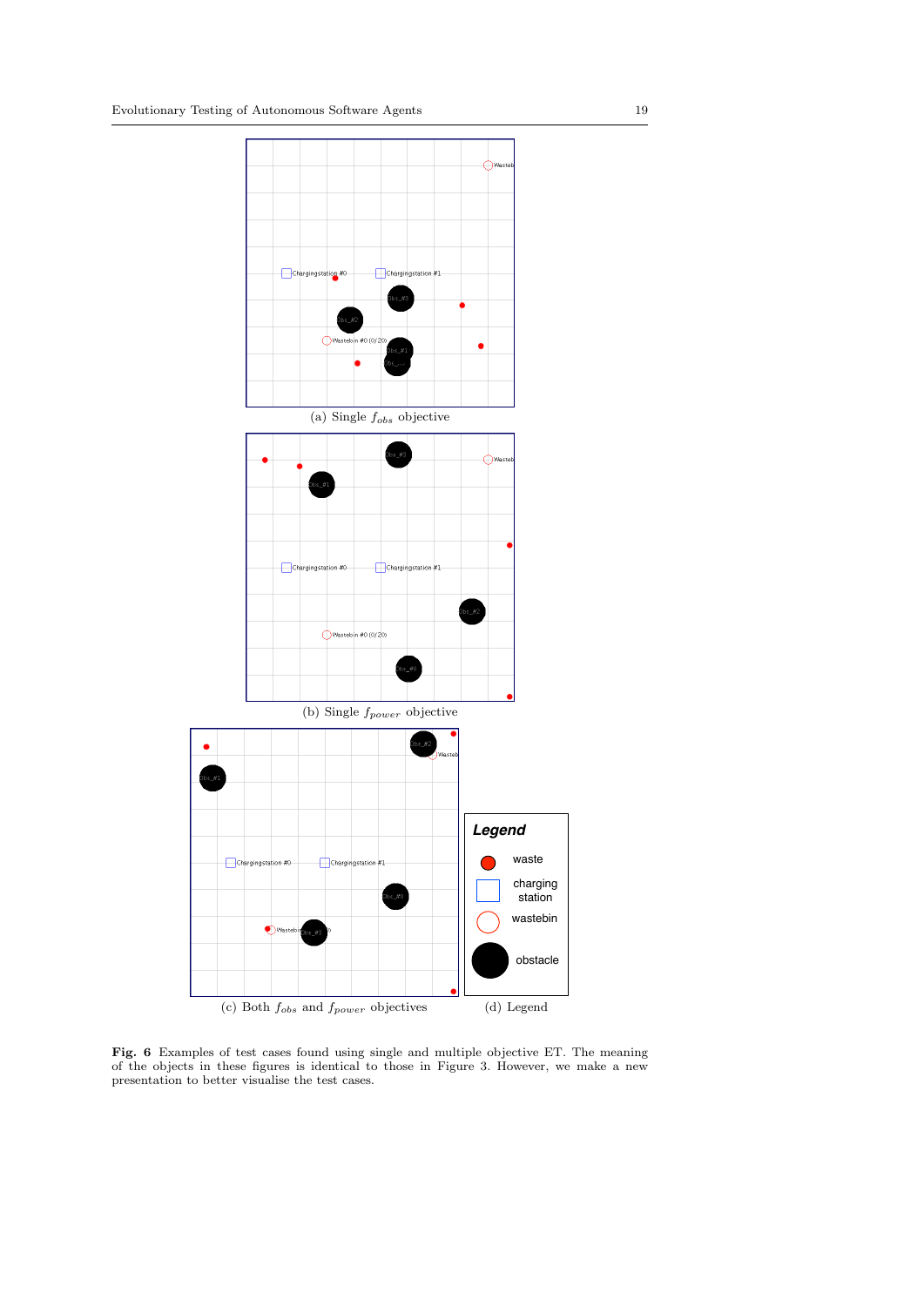(a) Single $f_{obs}$ objective

(b) Single $f_{power}$ objective

(c) Both $f_{obs}$ and $f_{power}$ objectives

(d) Legend

**Fig. 6** Examples of test cases found using single and multiple objective ET. The meaning of the objects in these figures is identical to those in Figure 3. However, we make a new presentation to better visualise the test cases.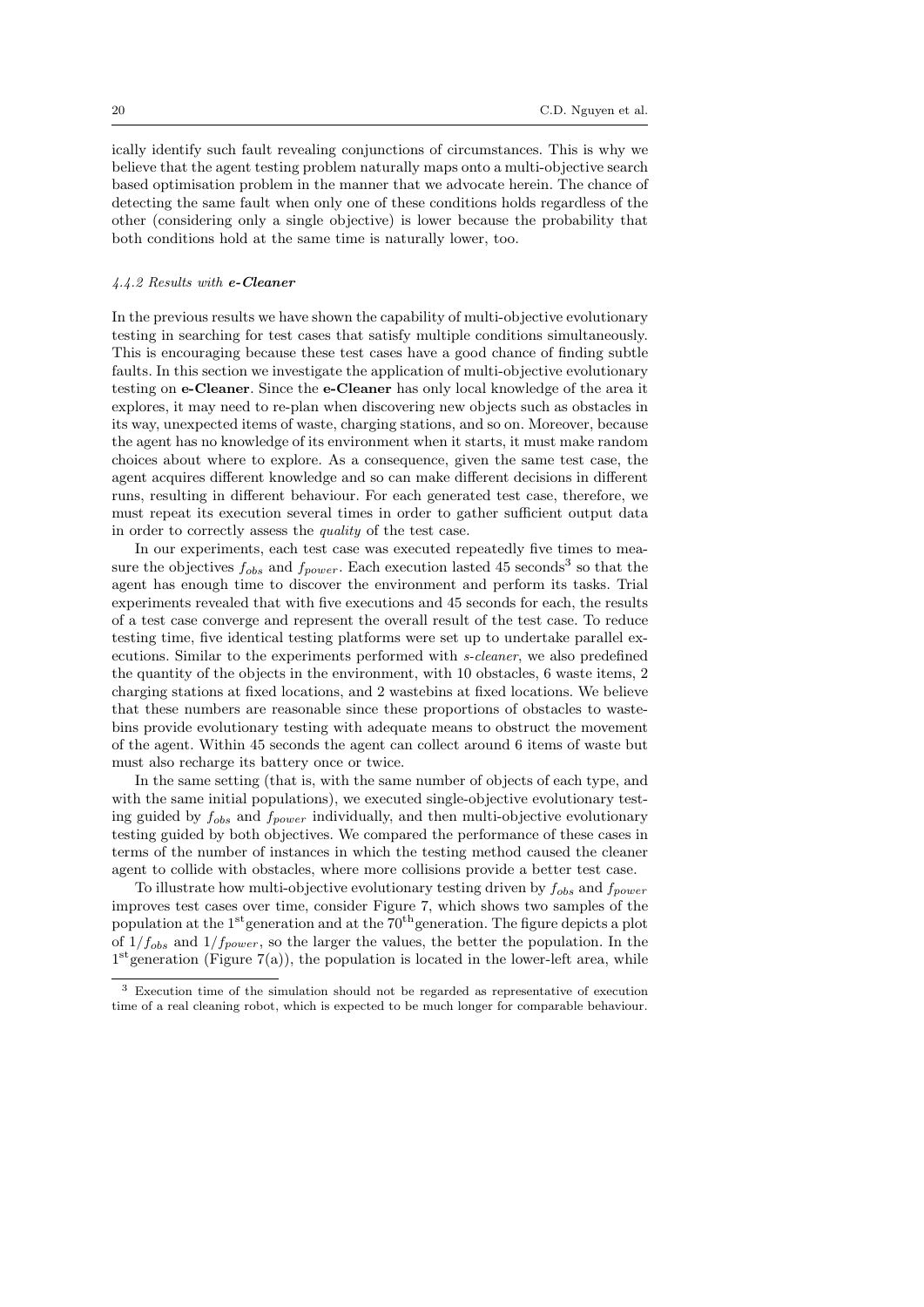ically identify such fault revealing conjunctions of circumstances. This is why we believe that the agent testing problem naturally maps onto a multi-objective search based optimisation problem in the manner that we advocate herein. The chance of detecting the same fault when only one of these conditions holds regardless of the other (considering only a single objective) is lower because the probability that both conditions hold at the same time is naturally lower, too.

#### *4.4.2 Results with* ***e-Cleaner***

In the previous results we have shown the capability of multi-objective evolutionary testing in searching for test cases that satisfy multiple conditions simultaneously. This is encouraging because these test cases have a good chance of finding subtle faults. In this section we investigate the application of multi-objective evolutionary testing on **e-Cleaner**. Since the **e-Cleaner** has only local knowledge of the area it explores, it may need to re-plan when discovering new objects such as obstacles in its way, unexpected items of waste, charging stations, and so on. Moreover, because the agent has no knowledge of its environment when it starts, it must make random choices about where to explore. As a consequence, given the same test case, the agent acquires different knowledge and so can make different decisions in different runs, resulting in different behaviour. For each generated test case, therefore, we must repeat its execution several times in order to gather sufficient output data in order to correctly assess the *quality* of the test case.

In our experiments, each test case was executed repeatedly five times to measure the objectives $f_{obs}$ and $f_{power}$. Each execution lasted 45 seconds[3] so that the agent has enough time to discover the environment and perform its tasks. Trial experiments revealed that with five executions and 45 seconds for each, the results of a test case converge and represent the overall result of the test case. To reduce testing time, five identical testing platforms were set up to undertake parallel executions. Similar to the experiments performed with *s-cleaner*, we also predefined the quantity of the objects in the environment, with 10 obstacles, 6 waste items, 2 charging stations at fixed locations, and 2 wastebins at fixed locations. We believe that these numbers are reasonable since these proportions of obstacles to wastebins provide evolutionary testing with adequate means to obstruct the movement of the agent. Within 45 seconds the agent can collect around 6 items of waste but must also recharge its battery once or twice.

In the same setting (that is, with the same number of objects of each type, and with the same initial populations), we executed single-objective evolutionary testing guided by $f_{obs}$ and $f_{power}$ individually, and then multi-objective evolutionary testing guided by both objectives. We compared the performance of these cases in terms of the number of instances in which the testing method caused the cleaner agent to collide with obstacles, where more collisions provide a better test case.

To illustrate how multi-objective evolutionary testing driven by $f_{obs}$ and $f_{power}$ improves test cases over time, consider Figure 7, which shows two samples of the population at the $1^{st}$generation and at the $70^{th}$generation. The figure depicts a plot of $1/f_{obs}$ and $1/f_{power}$, so the larger the values, the better the population. In the $1^{st}$generation (Figure 7(a)), the population is located in the lower-left area, while

[3] Execution time of the simulation should not be regarded as representative of execution time of a real cleaning robot, which is expected to be much longer for comparable behaviour.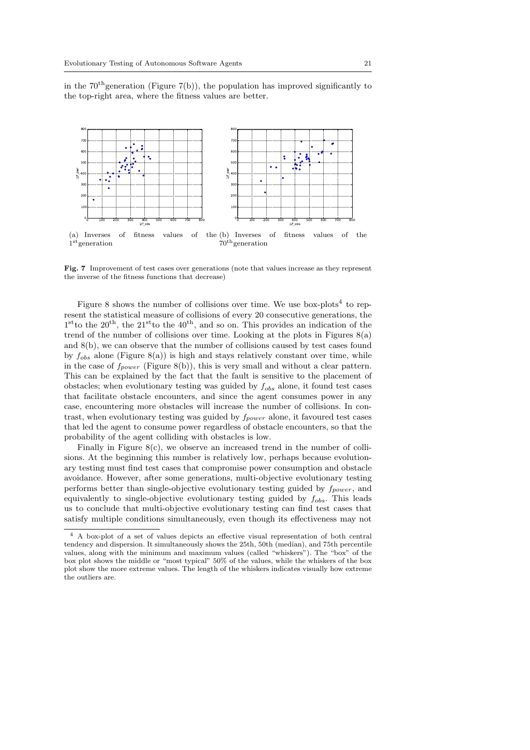in the $70^{\text{th}}$generation (Figure 7(b)), the population has improved significantly to the top-right area, where the fitness values are better.

(a) Inverses of fitness values of the $1^{\text{st}}$generation (b) Inverses of fitness values of the $70^{\text{th}}$generation

**Fig. 7** Improvement of test cases over generations (note that values increase as they represent the inverse of the fitness functions that decrease)

Figure 8 shows the number of collisions over time. We use box-plots[4] to represent the statistical measure of collisions of every 20 consecutive generations, the $1^{\text{st}}$to the $20^{\text{th}}$, the $21^{\text{st}}$to the $40^{\text{th}}$, and so on. This provides an indication of the trend of the number of collisions over time. Looking at the plots in Figures 8(a) and 8(b), we can observe that the number of collisions caused by test cases found by $f_{obs}$ alone (Figure 8(a)) is high and stays relatively constant over time, while in the case of $f_{power}$ (Figure 8(b)), this is very small and without a clear pattern. This can be explained by the fact that the fault is sensitive to the placement of obstacles; when evolutionary testing was guided by $f_{obs}$ alone, it found test cases that facilitate obstacle encounters, and since the agent consumes power in any case, encountering more obstacles will increase the number of collisions. In contrast, when evolutionary testing was guided by $f_{power}$ alone, it favoured test cases that led the agent to consume power regardless of obstacle encounters, so that the probability of the agent colliding with obstacles is low.

Finally in Figure 8(c), we observe an increased trend in the number of collisions. At the beginning this number is relatively low, perhaps because evolutionary testing must find test cases that compromise power consumption and obstacle avoidance. However, after some generations, multi-objective evolutionary testing performs better than single-objective evolutionary testing guided by $f_{power}$, and equivalently to single-objective evolutionary testing guided by $f_{obs}$. This leads us to conclude that multi-objective evolutionary testing can find test cases that satisfy multiple conditions simultaneously, even though its effectiveness may not

[4] A box-plot of a set of values depicts an effective visual representation of both central tendency and dispersion. It simultaneously shows the 25th, 50th (median), and 75th percentile values, along with the minimum and maximum values (called "whiskers"). The "box" of the box plot shows the middle or "most typical" 50% of the values, while the whiskers of the box plot show the more extreme values. The length of the whiskers indicates visually how extreme the outliers are.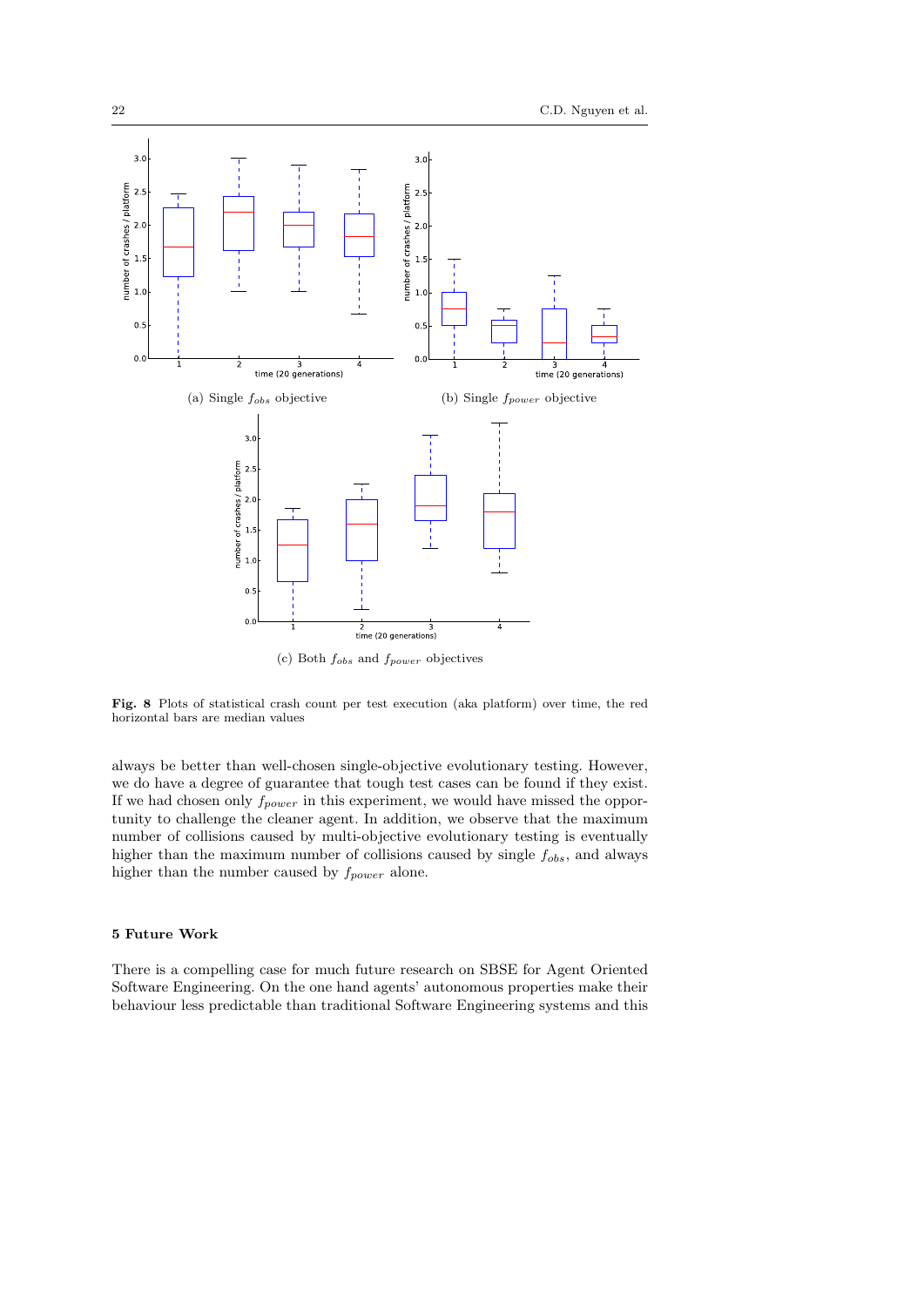(a) Single $f_{obs}$ objective

(b) Single $f_{power}$ objective

(c) Both $f_{obs}$ and $f_{power}$ objectives

**Fig. 8** Plots of statistical crash count per test execution (aka platform) over time, the red horizontal bars are median values

always be better than well-chosen single-objective evolutionary testing. However, we do have a degree of guarantee that tough test cases can be found if they exist. If we had chosen only $f_{power}$ in this experiment, we would have missed the opportunity to challenge the cleaner agent. In addition, we observe that the maximum number of collisions caused by multi-objective evolutionary testing is eventually higher than the maximum number of collisions caused by single $f_{obs}$, and always higher than the number caused by $f_{power}$ alone.

## 5 Future Work

There is a compelling case for much future research on SBSE for Agent Oriented Software Engineering. On the one hand agents' autonomous properties make their behaviour less predictable than traditional Software Engineering systems and this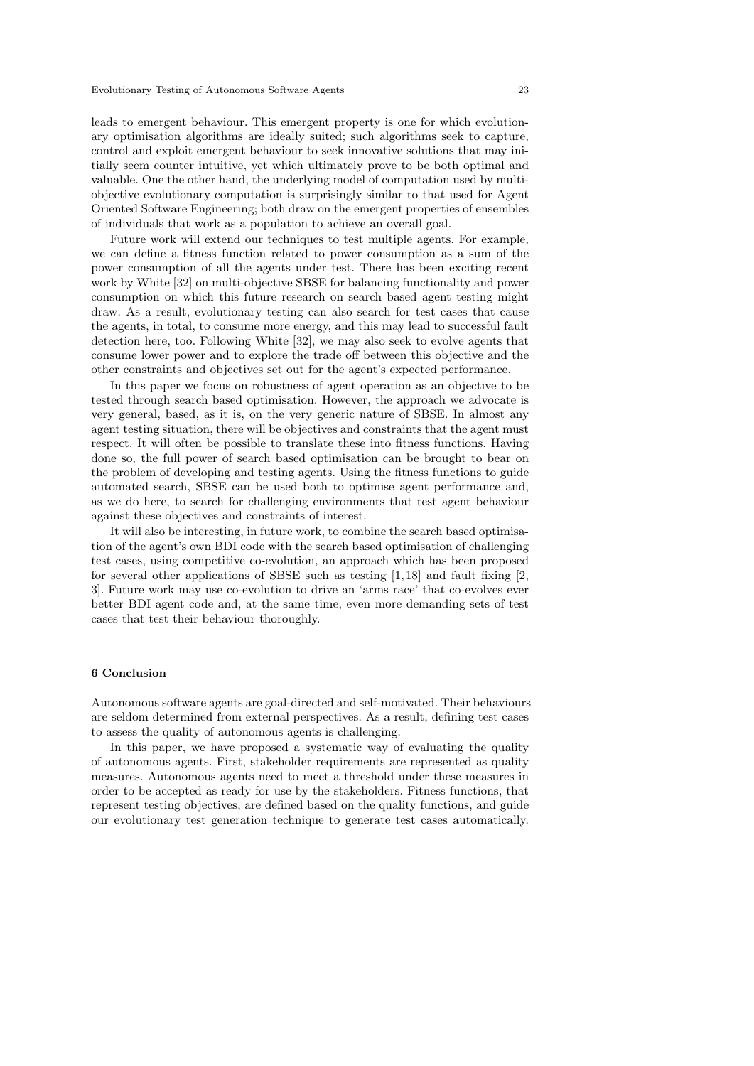leads to emergent behaviour. This emergent property is one for which evolutionary optimisation algorithms are ideally suited; such algorithms seek to capture, control and exploit emergent behaviour to seek innovative solutions that may initially seem counter intuitive, yet which ultimately prove to be both optimal and valuable. One the other hand, the underlying model of computation used by multi-objective evolutionary computation is surprisingly similar to that used for Agent Oriented Software Engineering; both draw on the emergent properties of ensembles of individuals that work as a population to achieve an overall goal.

Future work will extend our techniques to test multiple agents. For example, we can define a fitness function related to power consumption as a sum of the power consumption of all the agents under test. There has been exciting recent work by White [32] on multi-objective SBSE for balancing functionality and power consumption on which this future research on search based agent testing might draw. As a result, evolutionary testing can also search for test cases that cause the agents, in total, to consume more energy, and this may lead to successful fault detection here, too. Following White [32], we may also seek to evolve agents that consume lower power and to explore the trade off between this objective and the other constraints and objectives set out for the agent's expected performance.

In this paper we focus on robustness of agent operation as an objective to be tested through search based optimisation. However, the approach we advocate is very general, based, as it is, on the very generic nature of SBSE. In almost any agent testing situation, there will be objectives and constraints that the agent must respect. It will often be possible to translate these into fitness functions. Having done so, the full power of search based optimisation can be brought to bear on the problem of developing and testing agents. Using the fitness functions to guide automated search, SBSE can be used both to optimise agent performance and, as we do here, to search for challenging environments that test agent behaviour against these objectives and constraints of interest.

It will also be interesting, in future work, to combine the search based optimisation of the agent's own BDI code with the search based optimisation of challenging test cases, using competitive co-evolution, an approach which has been proposed for several other applications of SBSE such as testing [1, 18] and fault fixing [2, 3]. Future work may use co-evolution to drive an 'arms race' that co-evolves ever better BDI agent code and, at the same time, even more demanding sets of test cases that test their behaviour thoroughly.

## 6 Conclusion

Autonomous software agents are goal-directed and self-motivated. Their behaviours are seldom determined from external perspectives. As a result, defining test cases to assess the quality of autonomous agents is challenging.

In this paper, we have proposed a systematic way of evaluating the quality of autonomous agents. First, stakeholder requirements are represented as quality measures. Autonomous agents need to meet a threshold under these measures in order to be accepted as ready for use by the stakeholders. Fitness functions, that represent testing objectives, are defined based on the quality functions, and guide our evolutionary test generation technique to generate test cases automatically.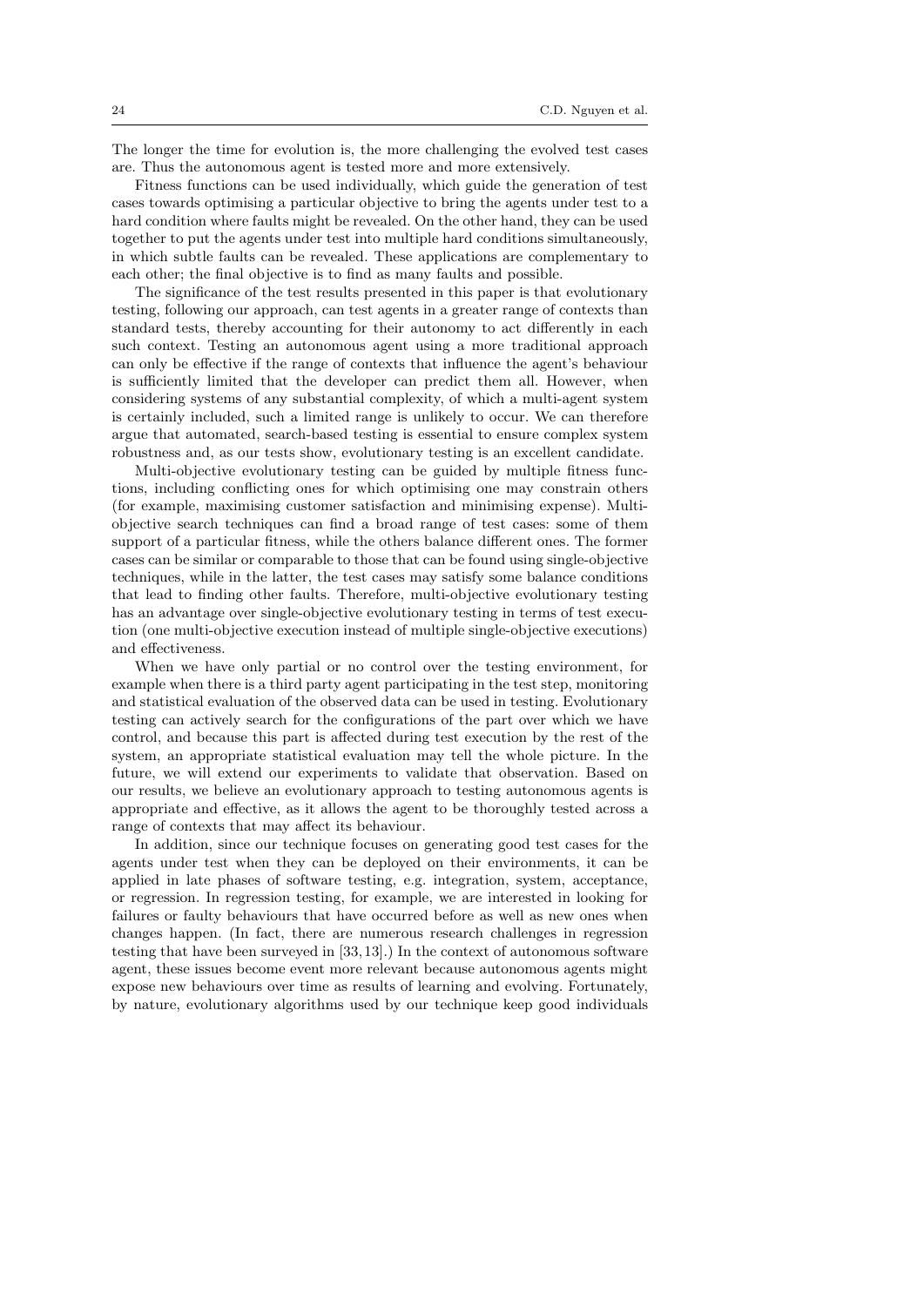The longer the time for evolution is, the more challenging the evolved test cases are. Thus the autonomous agent is tested more and more extensively.

Fitness functions can be used individually, which guide the generation of test cases towards optimising a particular objective to bring the agents under test to a hard condition where faults might be revealed. On the other hand, they can be used together to put the agents under test into multiple hard conditions simultaneously, in which subtle faults can be revealed. These applications are complementary to each other; the final objective is to find as many faults and possible.

The significance of the test results presented in this paper is that evolutionary testing, following our approach, can test agents in a greater range of contexts than standard tests, thereby accounting for their autonomy to act differently in each such context. Testing an autonomous agent using a more traditional approach can only be effective if the range of contexts that influence the agent's behaviour is sufficiently limited that the developer can predict them all. However, when considering systems of any substantial complexity, of which a multi-agent system is certainly included, such a limited range is unlikely to occur. We can therefore argue that automated, search-based testing is essential to ensure complex system robustness and, as our tests show, evolutionary testing is an excellent candidate.

Multi-objective evolutionary testing can be guided by multiple fitness functions, including conflicting ones for which optimising one may constrain others (for example, maximising customer satisfaction and minimising expense). Multi-objective search techniques can find a broad range of test cases: some of them support of a particular fitness, while the others balance different ones. The former cases can be similar or comparable to those that can be found using single-objective techniques, while in the latter, the test cases may satisfy some balance conditions that lead to finding other faults. Therefore, multi-objective evolutionary testing has an advantage over single-objective evolutionary testing in terms of test execution (one multi-objective execution instead of multiple single-objective executions) and effectiveness.

When we have only partial or no control over the testing environment, for example when there is a third party agent participating in the test step, monitoring and statistical evaluation of the observed data can be used in testing. Evolutionary testing can actively search for the configurations of the part over which we have control, and because this part is affected during test execution by the rest of the system, an appropriate statistical evaluation may tell the whole picture. In the future, we will extend our experiments to validate that observation. Based on our results, we believe an evolutionary approach to testing autonomous agents is appropriate and effective, as it allows the agent to be thoroughly tested across a range of contexts that may affect its behaviour.

In addition, since our technique focuses on generating good test cases for the agents under test when they can be deployed on their environments, it can be applied in late phases of software testing, e.g. integration, system, acceptance, or regression. In regression testing, for example, we are interested in looking for failures or faulty behaviours that have occurred before as well as new ones when changes happen. (In fact, there are numerous research challenges in regression testing that have been surveyed in [33, 13].) In the context of autonomous software agent, these issues become event more relevant because autonomous agents might expose new behaviours over time as results of learning and evolving. Fortunately, by nature, evolutionary algorithms used by our technique keep good individuals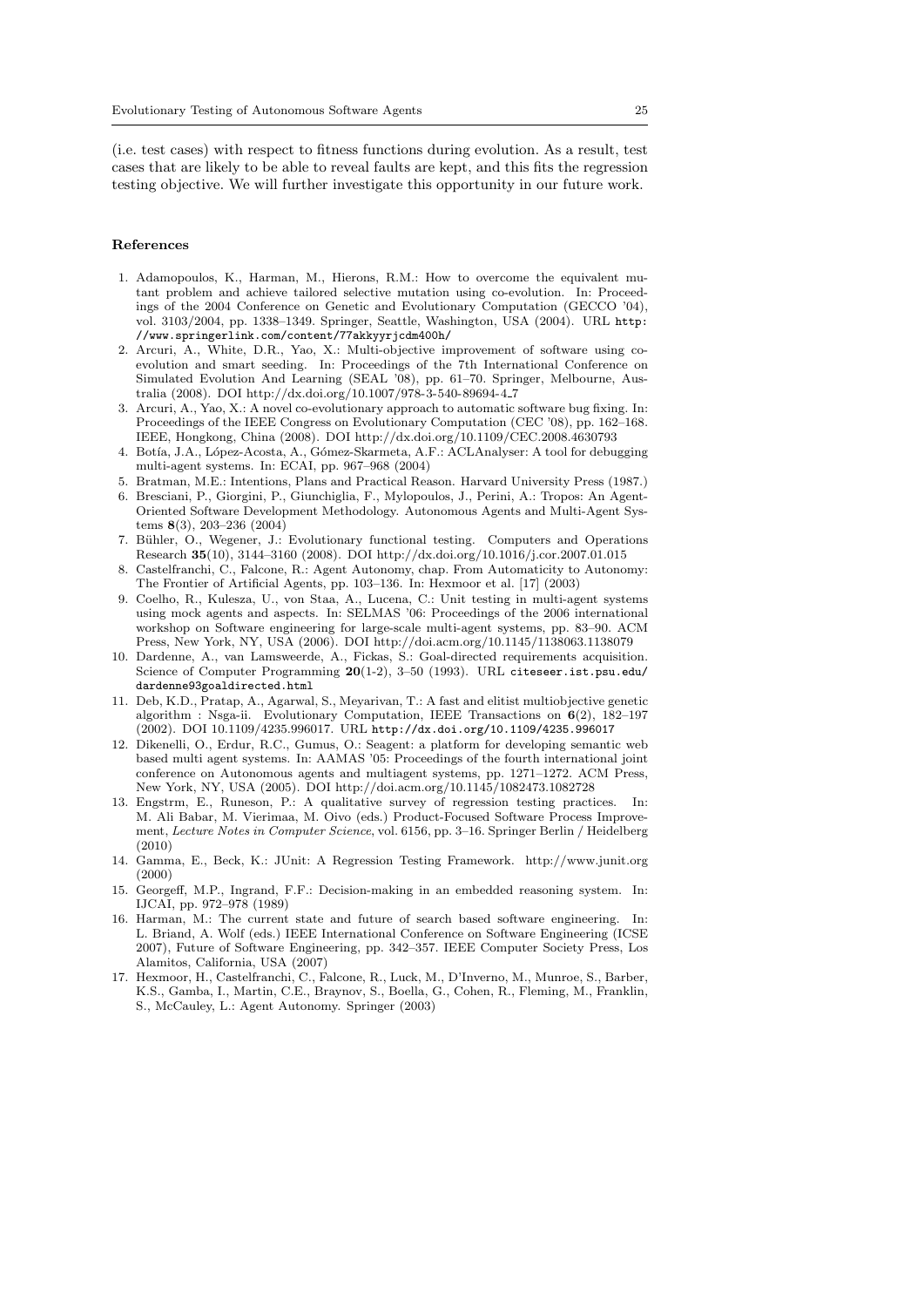(i.e. test cases) with respect to fitness functions during evolution. As a result, test cases that are likely to be able to reveal faults are kept, and this fits the regression testing objective. We will further investigate this opportunity in our future work.

## References

1. Adamopoulos, K., Harman, M., Hierons, R.M.: How to overcome the equivalent mutant problem and achieve tailored selective mutation using co-evolution. In: Proceedings of the 2004 Conference on Genetic and Evolutionary Computation (GECCO '04), vol. 3103/2004, pp. 1338–1349. Springer, Seattle, Washington, USA (2004). URL `http://www.springerlink.com/content/77akkyyrjcdm400h/`
2. Arcuri, A., White, D.R., Yao, X.: Multi-objective improvement of software using co-evolution and smart seeding. In: Proceedings of the 7th International Conference on Simulated Evolution And Learning (SEAL '08), pp. 61–70. Springer, Melbourne, Australia (2008). DOI http://dx.doi.org/10.1007/978-3-540-89694-4_7
3. Arcuri, A., Yao, X.: A novel co-evolutionary approach to automatic software bug fixing. In: Proceedings of the IEEE Congress on Evolutionary Computation (CEC '08), pp. 162–168. IEEE, Hongkong, China (2008). DOI http://dx.doi.org/10.1109/CEC.2008.4630793
4. Botía, J.A., López-Acosta, A., Gómez-Skarmeta, A.F.: ACLAnalyser: A tool for debugging multi-agent systems. In: ECAI, pp. 967–968 (2004)
5. Bratman, M.E.: Intentions, Plans and Practical Reason. Harvard University Press (1987.)
6. Bresciani, P., Giorgini, P., Giunchiglia, F., Mylopoulos, J., Perini, A.: Tropos: An Agent-Oriented Software Development Methodology. Autonomous Agents and Multi-Agent Systems **8**(3), 203–236 (2004)
7. Bühler, O., Wegener, J.: Evolutionary functional testing. Computers and Operations Research **35**(10), 3144–3160 (2008). DOI http://dx.doi.org/10.1016/j.cor.2007.01.015
8. Castelfranchi, C., Falcone, R.: Agent Autonomy, chap. From Automaticity to Autonomy: The Frontier of Artificial Agents, pp. 103–136. In: Hexmoor et al. [17] (2003)
9. Coelho, R., Kulesza, U., von Staa, A., Lucena, C.: Unit testing in multi-agent systems using mock agents and aspects. In: SELMAS '06: Proceedings of the 2006 international workshop on Software engineering for large-scale multi-agent systems, pp. 83–90. ACM Press, New York, NY, USA (2006). DOI http://doi.acm.org/10.1145/1138063.1138079
10. Dardenne, A., van Lamsweerde, A., Fickas, S.: Goal-directed requirements acquisition. Science of Computer Programming **20**(1-2), 3–50 (1993). URL `citeseer.ist.psu.edu/dardenne93goaldirected.html`
11. Deb, K.D., Pratap, A., Agarwal, S., Meyarivan, T.: A fast and elitist multiobjective genetic algorithm : Nsga-ii. Evolutionary Computation, IEEE Transactions on **6**(2), 182–197 (2002). DOI 10.1109/4235.996017. URL `http://dx.doi.org/10.1109/4235.996017`
12. Dikenelli, O., Erdur, R.C., Gumus, O.: Seagent: a platform for developing semantic web based multi agent systems. In: AAMAS '05: Proceedings of the fourth international joint conference on Autonomous agents and multiagent systems, pp. 1271–1272. ACM Press, New York, NY, USA (2005). DOI http://doi.acm.org/10.1145/1082473.1082728
13. Engstrm, E., Runeson, P.: A qualitative survey of regression testing practices. In: M. Ali Babar, M. Vierimaa, M. Oivo (eds.) Product-Focused Software Process Improvement, *Lecture Notes in Computer Science*, vol. 6156, pp. 3–16. Springer Berlin / Heidelberg (2010)
14. Gamma, E., Beck, K.: JUnit: A Regression Testing Framework. http://www.junit.org (2000)
15. Georgeff, M.P., Ingrand, F.F.: Decision-making in an embedded reasoning system. In: IJCAI, pp. 972–978 (1989)
16. Harman, M.: The current state and future of search based software engineering. In: L. Briand, A. Wolf (eds.) IEEE International Conference on Software Engineering (ICSE 2007), Future of Software Engineering, pp. 342–357. IEEE Computer Society Press, Los Alamitos, California, USA (2007)
17. Hexmoor, H., Castelfranchi, C., Falcone, R., Luck, M., D'Inverno, M., Munroe, S., Barber, K.S., Gamba, I., Martin, C.E., Braynov, S., Boella, G., Cohen, R., Fleming, M., Franklin, S., McCauley, L.: Agent Autonomy. Springer (2003)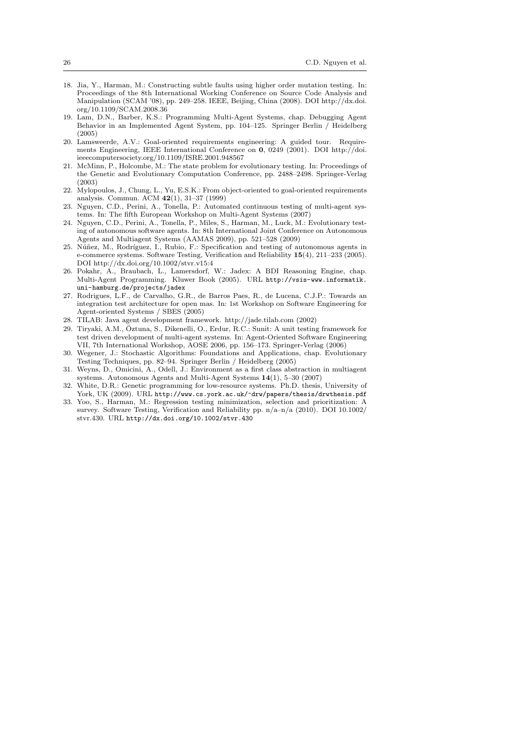18. Jia, Y., Harman, M.: Constructing subtle faults using higher order mutation testing. In: Proceedings of the 8th International Working Conference on Source Code Analysis and Manipulation (SCAM '08), pp. 249–258. IEEE, Beijing, China (2008). DOI http://dx.doi.org/10.1109/SCAM.2008.36
19. Lam, D.N., Barber, K.S.: Programming Multi-Agent Systems, chap. Debugging Agent Behavior in an Implemented Agent System, pp. 104–125. Springer Berlin / Heidelberg (2005)
20. Lamsweerde, A.V.: Goal-oriented requirements engineering: A guided tour. Requirements Engineering, IEEE International Conference on **0**, 0249 (2001). DOI http://doi.ieeecomputersociety.org/10.1109/ISRE.2001.948567
21. McMinn, P., Holcombe, M.: The state problem for evolutionary testing. In: Proceedings of the Genetic and Evolutionary Computation Conference, pp. 2488–2498. Springer-Verlag (2003)
22. Mylopoulos, J., Chung, L., Yu, E.S.K.: From object-oriented to goal-oriented requirements analysis. Commun. ACM **42**(1), 31–37 (1999)
23. Nguyen, C.D., Perini, A., Tonella, P.: Automated continuous testing of multi-agent systems. In: The fifth European Workshop on Multi-Agent Systems (2007)
24. Nguyen, C.D., Perini, A., Tonella, P., Miles, S., Harman, M., Luck, M.: Evolutionary testing of autonomous software agents. In: 8th International Joint Conference on Autonomous Agents and Multiagent Systems (AAMAS 2009), pp. 521–528 (2009)
25. Núñez, M., Rodríguez, I., Rubio, F.: Specification and testing of autonomous agents in e-commerce systems. Software Testing, Verification and Reliability **15**(4), 211–233 (2005). DOI http://dx.doi.org/10.1002/stvr.v15:4
26. Pokahr, A., Braubach, L., Lamersdorf, W.: Jadex: A BDI Reasoning Engine, chap. Multi-Agent Programming. Kluwer Book (2005). URL http://vsis-www.informatik.uni-hamburg.de/projects/jadex
27. Rodrigues, L.F., de Carvalho, G.R., de Barros Paes, R., de Lucena, C.J.P.: Towards an integration test architecture for open mas. In: 1st Workshop on Software Engineering for Agent-oriented Systems / SBES (2005)
28. TILAB: Java agent development framework. http://jade.tilab.com (2002)
29. Tiryaki, A.M., Öztuna, S., Dikenelli, O., Erdur, R.C.: Sunit: A unit testing framework for test driven development of multi-agent systems. In: Agent-Oriented Software Engineering VII, 7th International Workshop, AOSE 2006, pp. 156–173. Springer-Verlag (2006)
30. Wegener, J.: Stochastic Algorithms: Foundations and Applications, chap. Evolutionary Testing Techniques, pp. 82–94. Springer Berlin / Heidelberg (2005)
31. Weyns, D., Omicini, A., Odell, J.: Environment as a first class abstraction in multiagent systems. Autonomous Agents and Multi-Agent Systems **14**(1), 5–30 (2007)
32. White, D.R.: Genetic programming for low-resource systems. Ph.D. thesis, University of York, UK (2009). URL http://www.cs.york.ac.uk/~drw/papers/thesis/drwthesis.pdf
33. Yoo, S., Harman, M.: Regression testing minimization, selection and prioritization: A survey. Software Testing, Verification and Reliability pp. n/a–n/a (2010). DOI 10.1002/stvr.430. URL http://dx.doi.org/10.1002/stvr.430